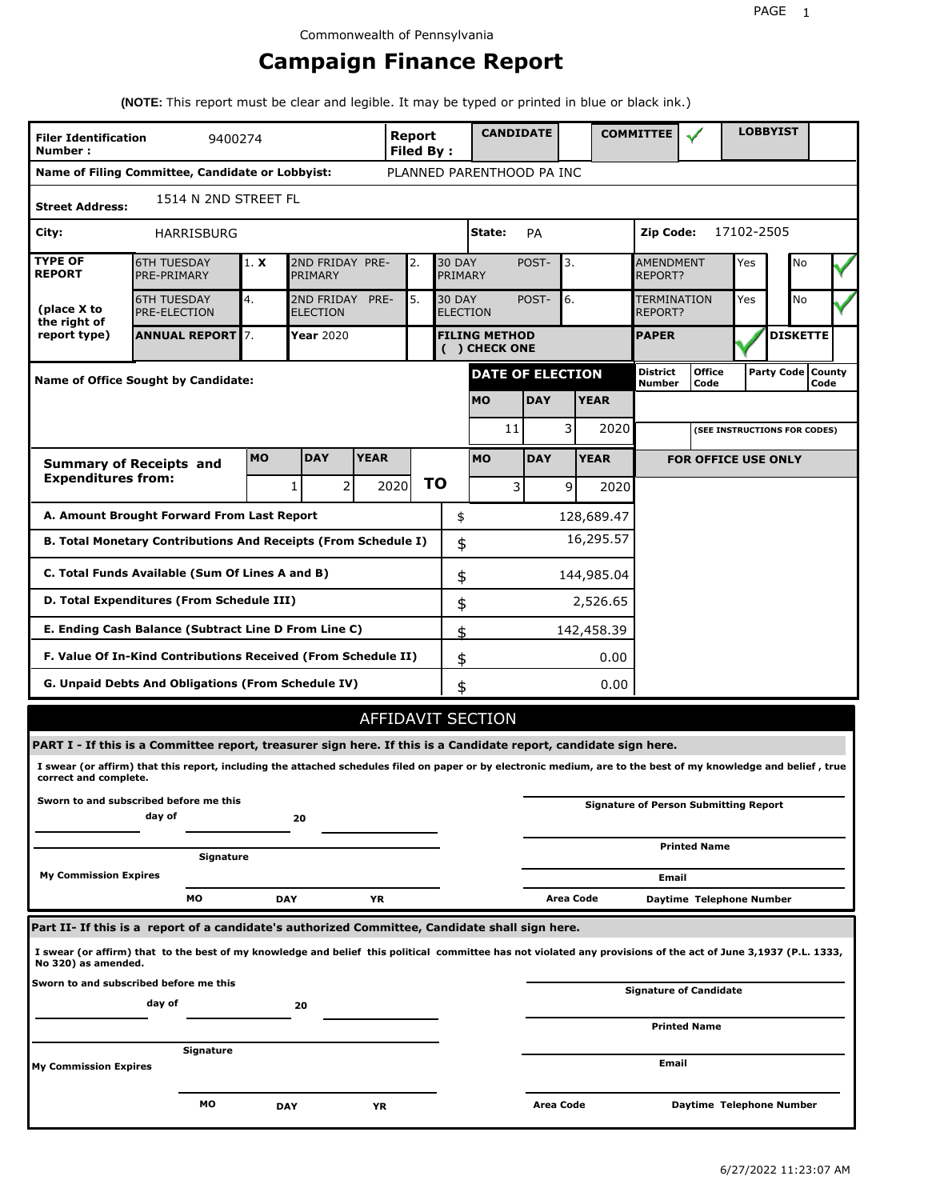Commonwealth of Pennsylvania

# Campaign Finance Report

**(NOTE:** This report must be clear and legible. It may be typed or printed in blue or black ink.)

| | | | | |
|---|---|---|---|---|
| **Filer Identification Number :** 9400274 | **Report Filed By :** | **CANDIDATE** | **COMMITTEE** ✓ | **LOBBYIST** |
| **Name of Filing Committee, Candidate or Lobbyist:** | PLANNED PARENTHOOD PA INC | | | |
| **Street Address:** | 1514 N 2ND STREET FL | | | |
| **City:** HARRISBURG | **State:** PA | | **Zip Code:** 17102-2505 | |

| **TYPE OF REPORT** (place X to the right of report type) | | | | | | | | |
|---|---|---|---|---|---|---|---|---|
| 6TH TUESDAY PRE-PRIMARY | 1. X | 2ND FRIDAY PRE-PRIMARY | 2. | 30 DAY POST-PRIMARY | 3. | AMENDMENT REPORT? | Yes | No ✓ |
| 6TH TUESDAY PRE-ELECTION | 4. | 2ND FRIDAY PRE-ELECTION | 5. | 30 DAY POST-ELECTION | 6. | TERMINATION REPORT? | Yes | No ✓ |
| **ANNUAL REPORT** | 7. | **Year** 2020 | | **FILING METHOD ( ) CHECK ONE** | | **PAPER** ✓ | | **DISKETTE** |

**Name of Office Sought by Candidate:**

| DATE OF ELECTION | | | District Number | Office Code | Party Code | County Code |
|---|---|---|---|---|---|---|
| MO | DAY | YEAR | | | | |
| 11 | 3 | 2020 | | (SEE INSTRUCTIONS FOR CODES) | | |

| **Summary of Receipts and Expenditures from:** | MO | DAY | YEAR | | MO | DAY | YEAR |
|---|---|---|---|---|---|---|---|
| | 1 | 2 | 2020 | **TO** | 3 | 9 | 2020 |

FOR OFFICE USE ONLY

| | | |
|---|---|---|
| **A. Amount Brought Forward From Last Report** | $ | 128,689.47 |
| **B. Total Monetary Contributions And Receipts (From Schedule I)** | $ | 16,295.57 |
| **C. Total Funds Available (Sum Of Lines A and B)** | $ | 144,985.04 |
| **D. Total Expenditures (From Schedule III)** | $ | 2,526.65 |
| **E. Ending Cash Balance (Subtract Line D From Line C)** | $ | 142,458.39 |
| **F. Value Of In-Kind Contributions Received (From Schedule II)** | $ | 0.00 |
| **G. Unpaid Debts And Obligations (From Schedule IV)** | $ | 0.00 |

## AFFIDAVIT SECTION

**PART I - If this is a Committee report, treasurer sign here. If this is a Candidate report, candidate sign here.**

**I swear (or affirm) that this report, including the attached schedules filed on paper or by electronic medium, are to the best of my knowledge and belief , true correct and complete.**

**Sworn to and subscribed before me this**

_______ **day of** _______ **20** _______

**Signature**

**My Commission Expires**

**MO** **DAY** **YR**

**Signature of Person Submitting Report**

**Printed Name**

**Email**

**Area Code** **Daytime Telephone Number**

**Part II- If this is a report of a candidate's authorized Committee, Candidate shall sign here.**

**I swear (or affirm) that to the best of my knowledge and belief this political committee has not violated any provisions of the act of June 3,1937 (P.L. 1333, No 320) as amended.**

**Sworn to and subscribed before me this**

_______ **day of** _______ **20** _______

**Signature**

**My Commission Expires**

**MO** **DAY** **YR**

**Signature of Candidate**

**Printed Name**

**Email**

**Area Code** **Daytime Telephone Number**

6/27/2022 11:23:07 AM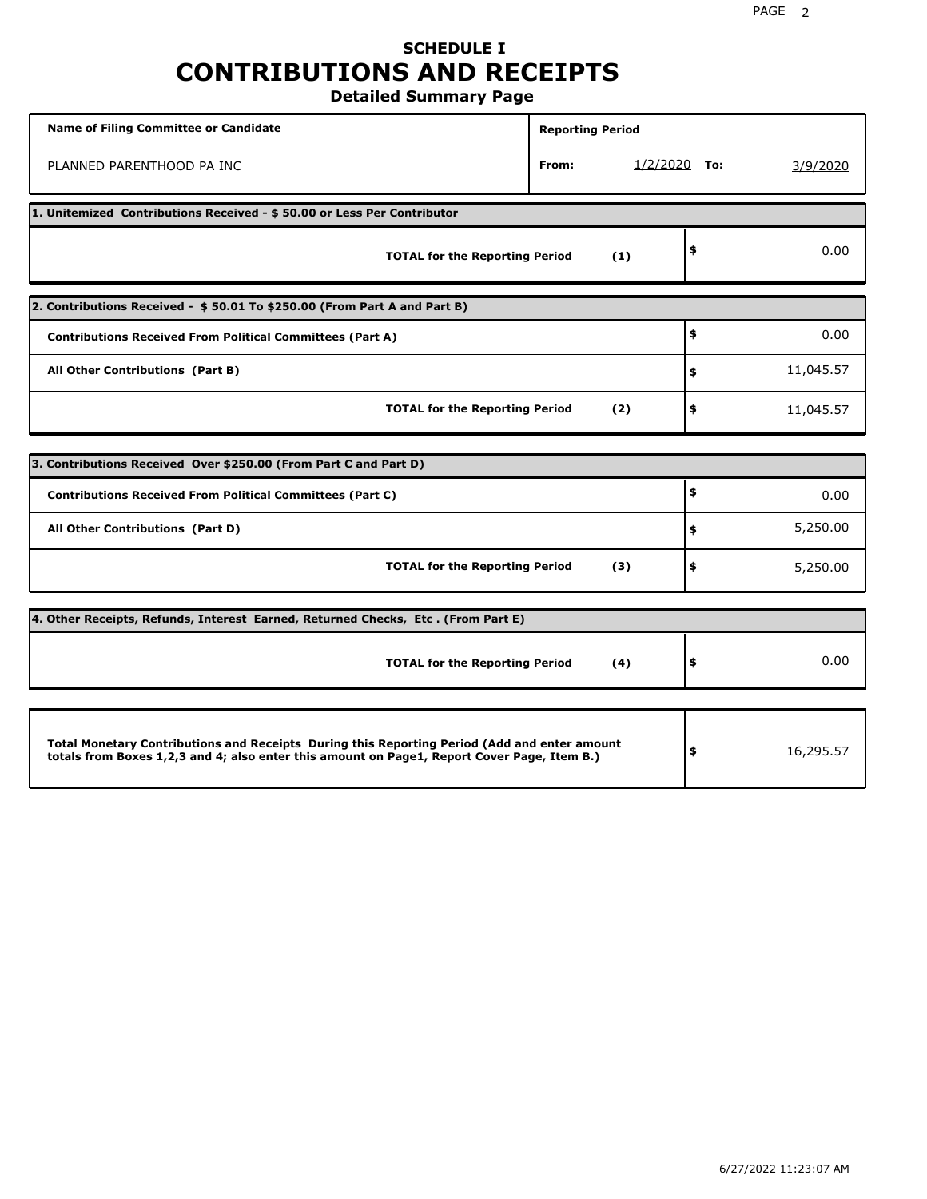# SCHEDULE I
# CONTRIBUTIONS AND RECEIPTS
## Detailed Summary Page

| Name of Filing Committee or Candidate | Reporting Period | | | |
|---|---|---|---|---|
| PLANNED PARENTHOOD PA INC | From: | 1/2/2020 | To: | 3/9/2020 |

**1. Unitemized Contributions Received - $ 50.00 or Less Per Contributor**

| | | |
|---|---|---|
| **TOTAL for the Reporting Period** | **(1)** | $ 0.00 |

**2. Contributions Received - $ 50.01 To $250.00 (From Part A and Part B)**

| | | |
|---|---|---|
| **Contributions Received From Political Committees (Part A)** | | $ 0.00 |
| **All Other Contributions (Part B)** | | $ 11,045.57 |
| **TOTAL for the Reporting Period** | **(2)** | $ 11,045.57 |

**3. Contributions Received Over $250.00 (From Part C and Part D)**

| | | |
|---|---|---|
| **Contributions Received From Political Committees (Part C)** | | $ 0.00 |
| **All Other Contributions (Part D)** | | $ 5,250.00 |
| **TOTAL for the Reporting Period** | **(3)** | $ 5,250.00 |

**4. Other Receipts, Refunds, Interest Earned, Returned Checks, Etc . (From Part E)**

| | | |
|---|---|---|
| **TOTAL for the Reporting Period** | **(4)** | $ 0.00 |

| | |
|---|---|
| **Total Monetary Contributions and Receipts During this Reporting Period (Add and enter amount totals from Boxes 1,2,3 and 4; also enter this amount on Page1, Report Cover Page, Item B.)** | $ 16,295.57 |

6/27/2022 11:23:07 AM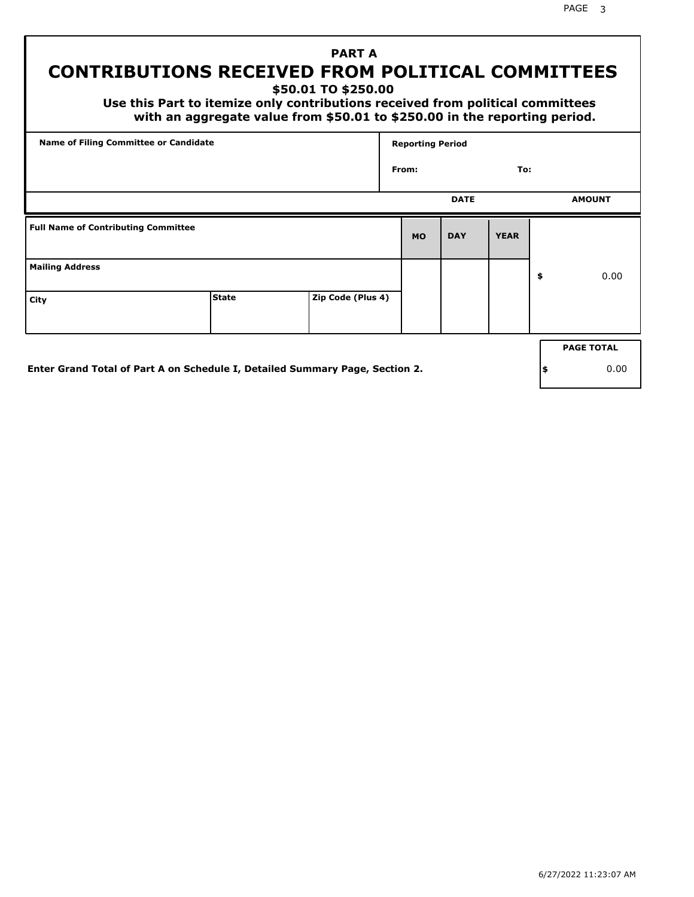# PART A

## CONTRIBUTIONS RECEIVED FROM POLITICAL COMMITTEES

### $50.01 TO $250.00

**Use this Part to itemize only contributions received from political committees with an aggregate value from $50.01 to $250.00 in the reporting period.**

| Name of Filing Committee or Candidate | Reporting Period |
| --- | --- |
| | From: To: |

| Full Name of Contributing Committee | | | DATE MO | DAY | YEAR | AMOUNT |
| --- | --- | --- | --- | --- | --- | --- |
| Mailing Address | | | | | | $ 0.00 |
| City | State | Zip Code (Plus 4) | | | | |

**Enter Grand Total of Part A on Schedule I, Detailed Summary Page, Section 2.**

| PAGE TOTAL |
| --- |
| $ 0.00 |

6/27/2022 11:23:07 AM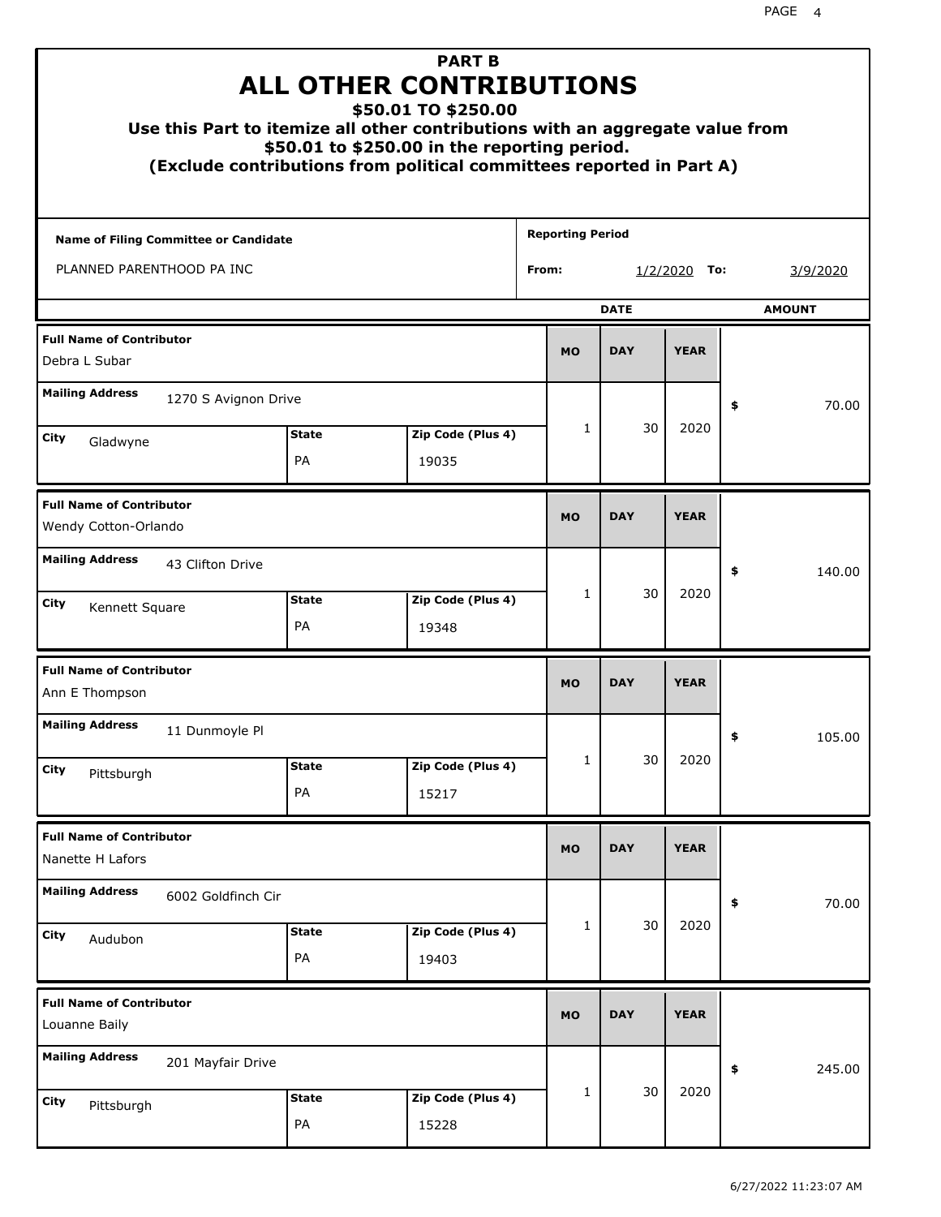# PART B
# ALL OTHER CONTRIBUTIONS
## $50.01 TO $250.00

**Use this Part to itemize all other contributions with an aggregate value from $50.01 to $250.00 in the reporting period.**
**(Exclude contributions from political committees reported in Part A)**

| Name of Filing Committee or Candidate | Reporting Period |
|---|---|
| PLANNED PARENTHOOD PA INC | From: 1/2/2020 To: 3/9/2020 |

| Full Name of Contributor | Mailing Address | City | State | Zip Code (Plus 4) | MO | DAY | YEAR | AMOUNT |
|---|---|---|---|---|---|---|---|---|
| Debra L Subar | 1270 S Avignon Drive | Gladwyne | PA | 19035 | 1 | 30 | 2020 | $ 70.00 |
| Wendy Cotton-Orlando | 43 Clifton Drive | Kennett Square | PA | 19348 | 1 | 30 | 2020 | $ 140.00 |
| Ann E Thompson | 11 Dunmoyle Pl | Pittsburgh | PA | 15217 | 1 | 30 | 2020 | $ 105.00 |
| Nanette H Lafors | 6002 Goldfinch Cir | Audubon | PA | 19403 | 1 | 30 | 2020 | $ 70.00 |
| Louanne Baily | 201 Mayfair Drive | Pittsburgh | PA | 15228 | 1 | 30 | 2020 | $ 245.00 |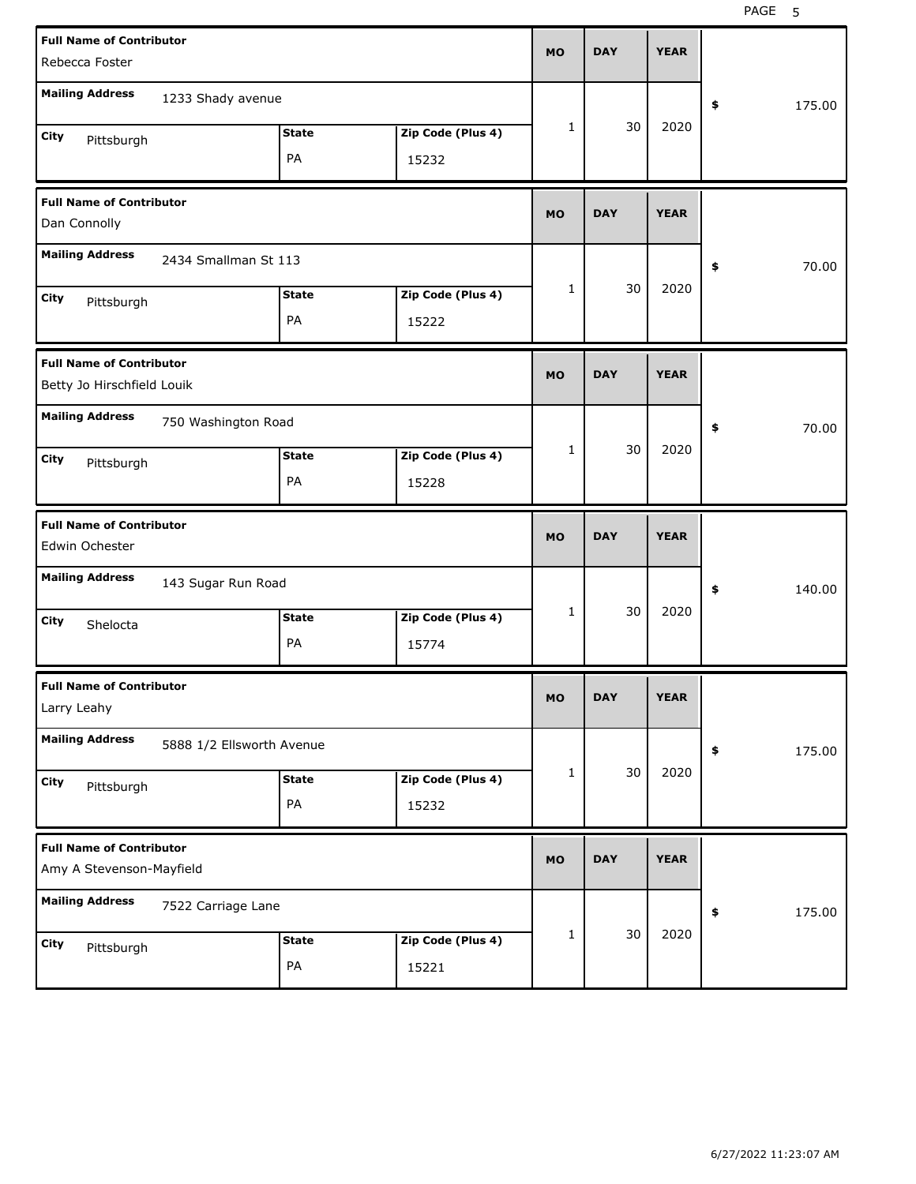| Full Name of Contributor | Mailing Address | City | State | Zip Code (Plus 4) | MO | DAY | YEAR | $ |
|---|---|---|---|---|---|---|---|---|
| Rebecca Foster | 1233 Shady avenue | Pittsburgh | PA | 15232 | 1 | 30 | 2020 | 175.00 |
| Dan Connolly | 2434 Smallman St 113 | Pittsburgh | PA | 15222 | 1 | 30 | 2020 | 70.00 |
| Betty Jo Hirschfield Louik | 750 Washington Road | Pittsburgh | PA | 15228 | 1 | 30 | 2020 | 70.00 |
| Edwin Ochester | 143 Sugar Run Road | Shelocta | PA | 15774 | 1 | 30 | 2020 | 140.00 |
| Larry Leahy | 5888 1/2 Ellsworth Avenue | Pittsburgh | PA | 15232 | 1 | 30 | 2020 | 175.00 |
| Amy A Stevenson-Mayfield | 7522 Carriage Lane | Pittsburgh | PA | 15221 | 1 | 30 | 2020 | 175.00 |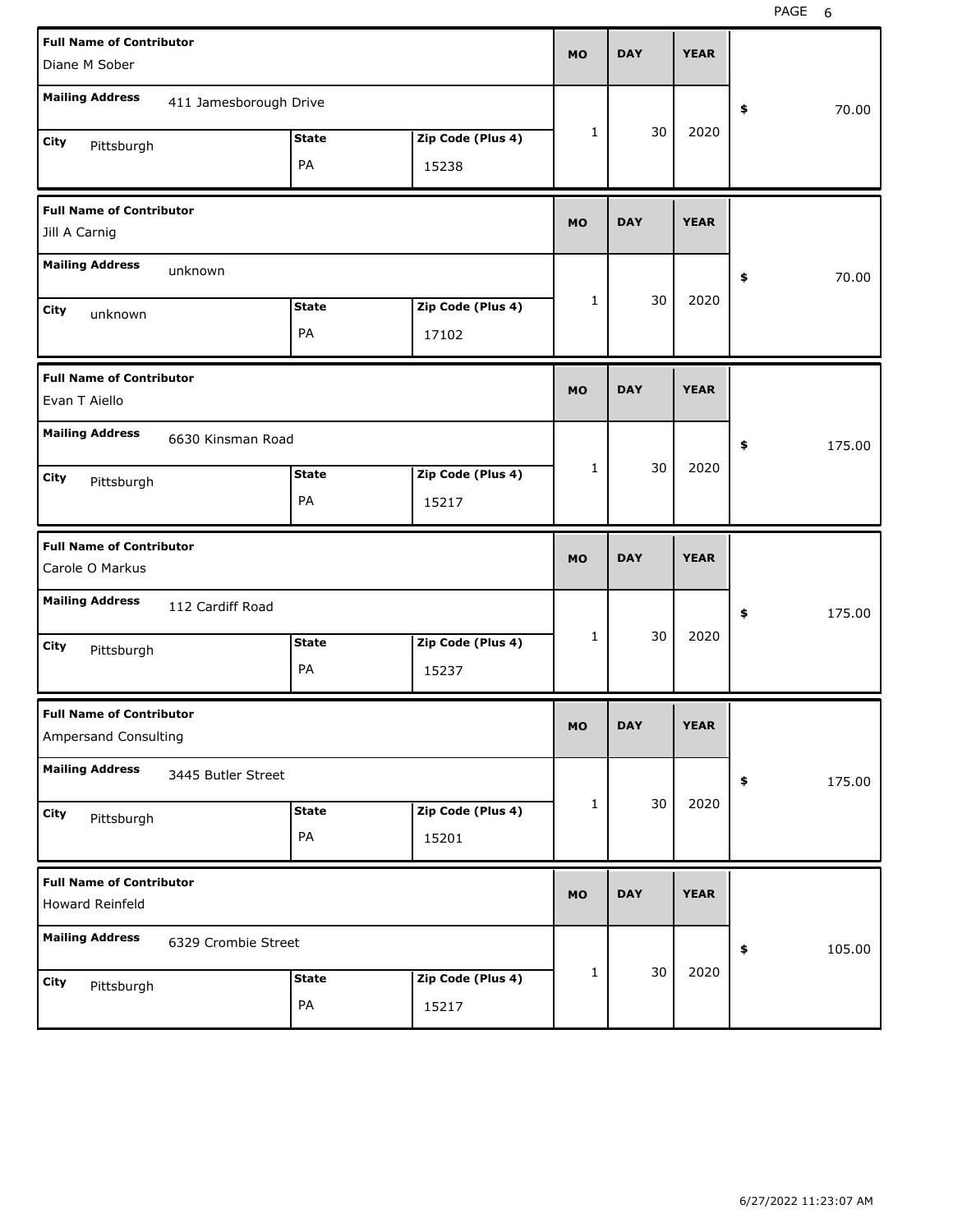| Full Name of Contributor | Mailing Address | City | State | Zip Code (Plus 4) | MO | DAY | YEAR | $ |
|---|---|---|---|---|---|---|---|---|
| Diane M Sober | 411 Jamesborough Drive | Pittsburgh | PA | 15238 | 1 | 30 | 2020 | 70.00 |
| Jill A Carnig | unknown | unknown | PA | 17102 | 1 | 30 | 2020 | 70.00 |
| Evan T Aiello | 6630 Kinsman Road | Pittsburgh | PA | 15217 | 1 | 30 | 2020 | 175.00 |
| Carole O Markus | 112 Cardiff Road | Pittsburgh | PA | 15237 | 1 | 30 | 2020 | 175.00 |
| Ampersand Consulting | 3445 Butler Street | Pittsburgh | PA | 15201 | 1 | 30 | 2020 | 175.00 |
| Howard Reinfeld | 6329 Crombie Street | Pittsburgh | PA | 15217 | 1 | 30 | 2020 | 105.00 |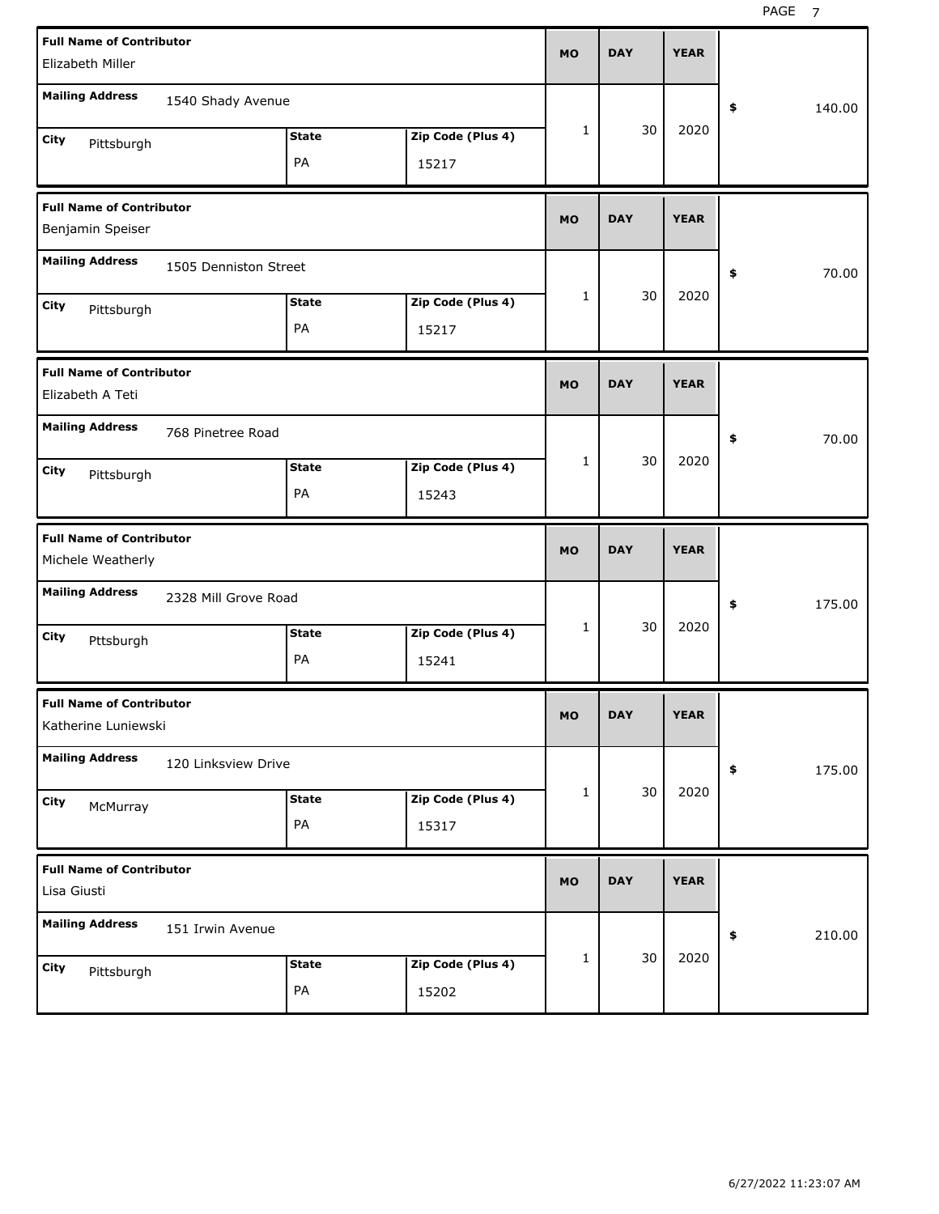| Full Name of Contributor | Mailing Address | City | State | Zip Code (Plus 4) | MO | DAY | YEAR | $ |
|---|---|---|---|---|---|---|---|---|
| Elizabeth Miller | 1540 Shady Avenue | Pittsburgh | PA | 15217 | 1 | 30 | 2020 | 140.00 |
| Benjamin Speiser | 1505 Denniston Street | Pittsburgh | PA | 15217 | 1 | 30 | 2020 | 70.00 |
| Elizabeth A Teti | 768 Pinetree Road | Pittsburgh | PA | 15243 | 1 | 30 | 2020 | 70.00 |
| Michele Weatherly | 2328 Mill Grove Road | Pttsburgh | PA | 15241 | 1 | 30 | 2020 | 175.00 |
| Katherine Luniewski | 120 Linksview Drive | McMurray | PA | 15317 | 1 | 30 | 2020 | 175.00 |
| Lisa Giusti | 151 Irwin Avenue | Pittsburgh | PA | 15202 | 1 | 30 | 2020 | 210.00 |

6/27/2022 11:23:07 AM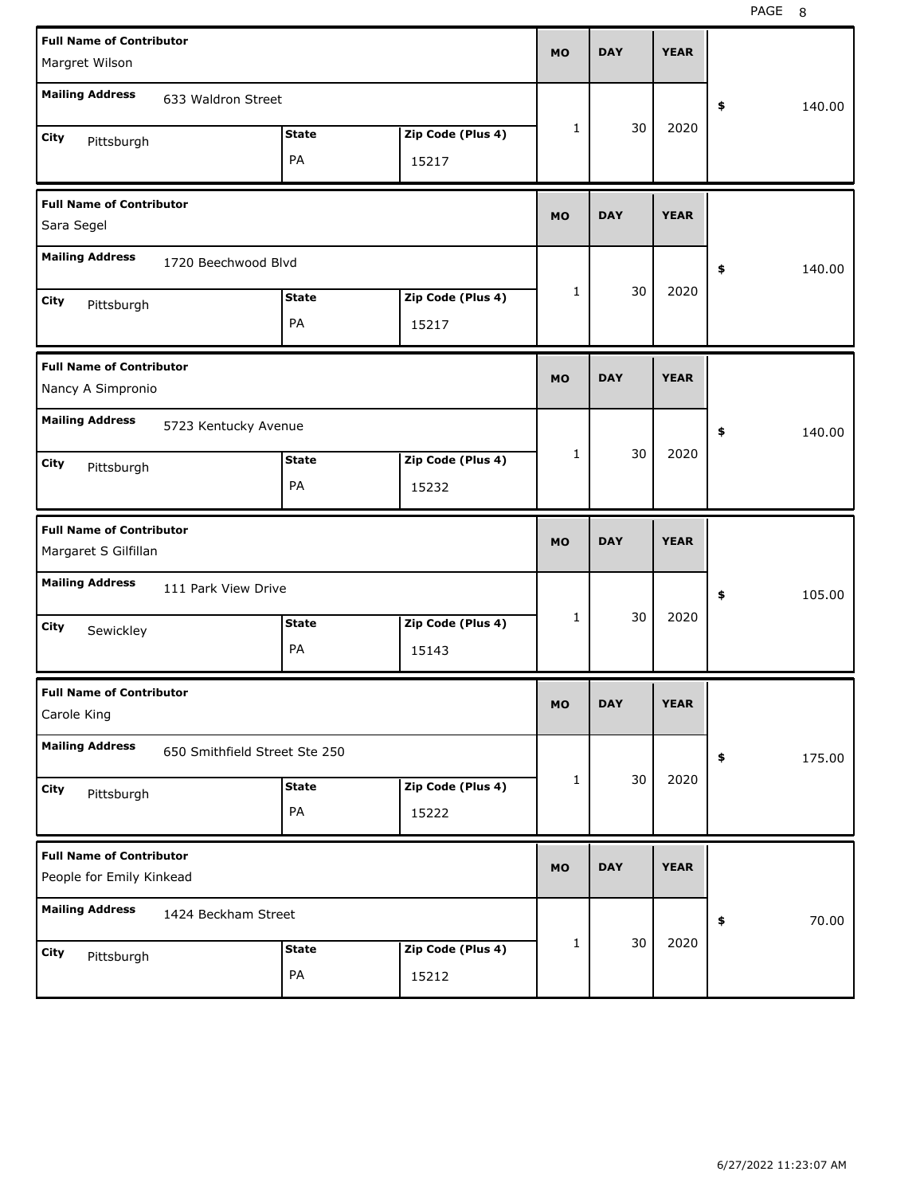| Full Name of Contributor | Mailing Address | City | State | Zip Code (Plus 4) | MO | DAY | YEAR | $ |
|---|---|---|---|---|---|---|---|---|
| Margret Wilson | 633 Waldron Street | Pittsburgh | PA | 15217 | 1 | 30 | 2020 | 140.00 |
| Sara Segel | 1720 Beechwood Blvd | Pittsburgh | PA | 15217 | 1 | 30 | 2020 | 140.00 |
| Nancy A Simpronio | 5723 Kentucky Avenue | Pittsburgh | PA | 15232 | 1 | 30 | 2020 | 140.00 |
| Margaret S Gilfillan | 111 Park View Drive | Sewickley | PA | 15143 | 1 | 30 | 2020 | 105.00 |
| Carole King | 650 Smithfield Street Ste 250 | Pittsburgh | PA | 15222 | 1 | 30 | 2020 | 175.00 |
| People for Emily Kinkead | 1424 Beckham Street | Pittsburgh | PA | 15212 | 1 | 30 | 2020 | 70.00 |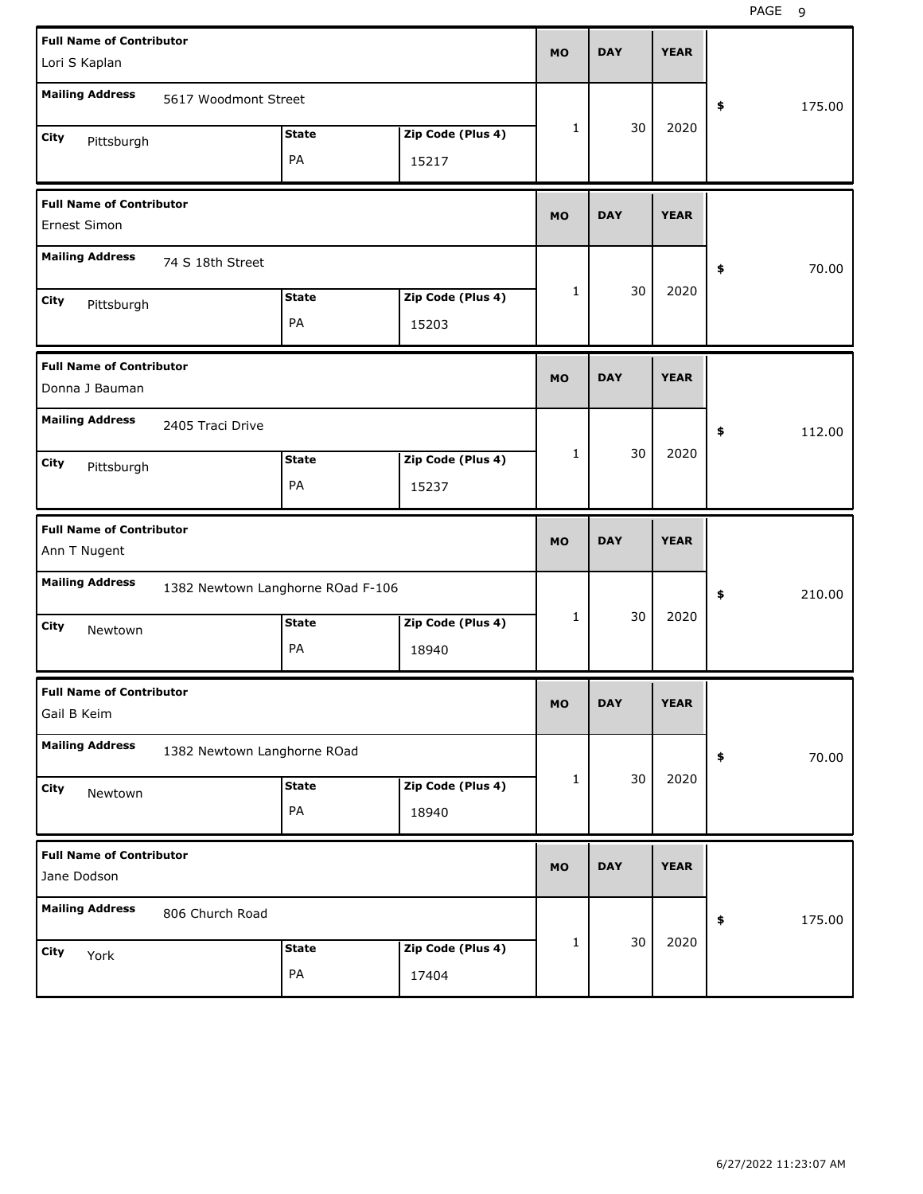| Full Name of Contributor | Mailing Address | City | State | Zip Code (Plus 4) | MO | DAY | YEAR | $ |
|---|---|---|---|---|---|---|---|---|
| Lori S Kaplan | 5617 Woodmont Street | Pittsburgh | PA | 15217 | 1 | 30 | 2020 | 175.00 |
| Ernest Simon | 74 S 18th Street | Pittsburgh | PA | 15203 | 1 | 30 | 2020 | 70.00 |
| Donna J Bauman | 2405 Traci Drive | Pittsburgh | PA | 15237 | 1 | 30 | 2020 | 112.00 |
| Ann T Nugent | 1382 Newtown Langhorne ROad F-106 | Newtown | PA | 18940 | 1 | 30 | 2020 | 210.00 |
| Gail B Keim | 1382 Newtown Langhorne ROad | Newtown | PA | 18940 | 1 | 30 | 2020 | 70.00 |
| Jane Dodson | 806 Church Road | York | PA | 17404 | 1 | 30 | 2020 | 175.00 |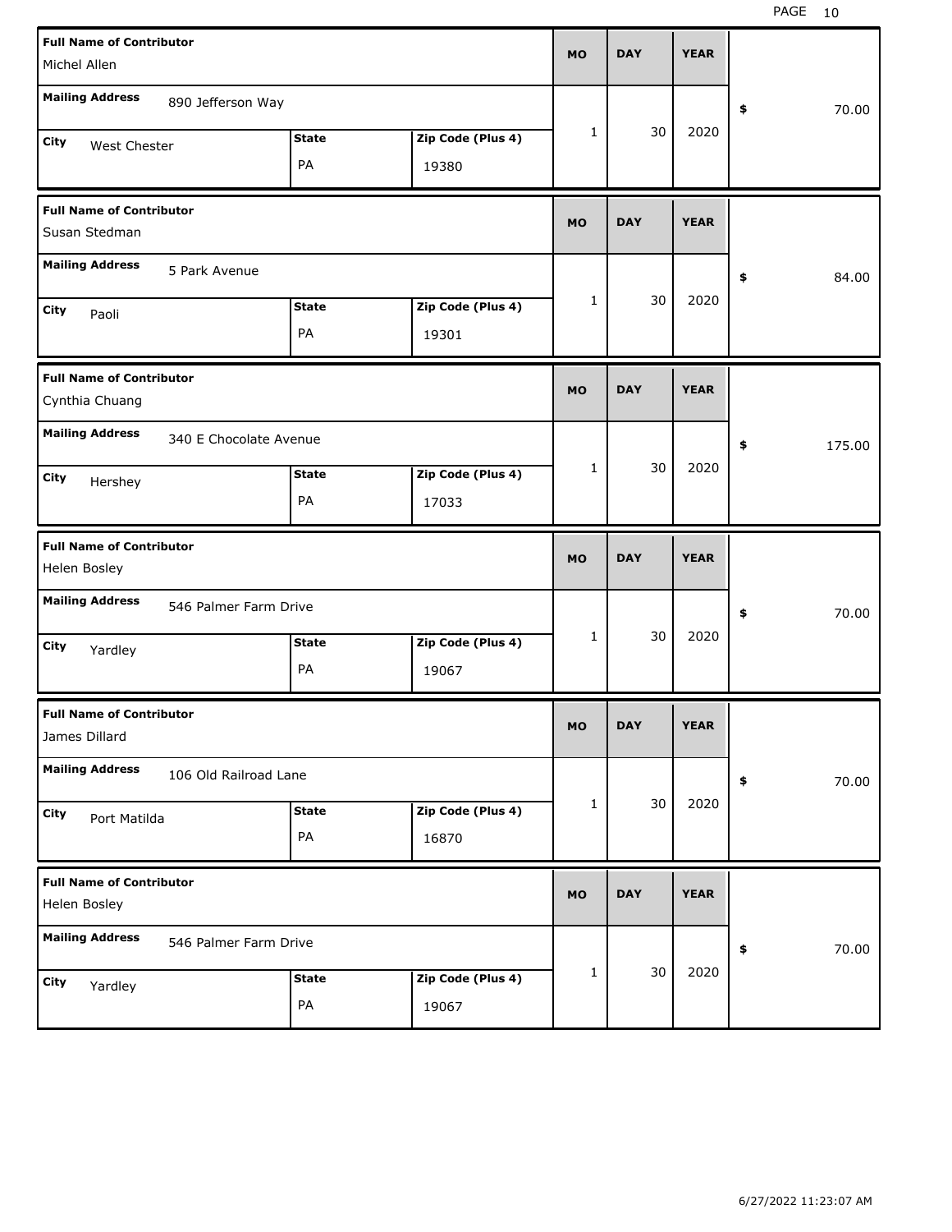| Full Name of Contributor | Mailing Address | City | State | Zip Code (Plus 4) | MO | DAY | YEAR | $ |
|---|---|---|---|---|---|---|---|---|
| Michel Allen | 890 Jefferson Way | West Chester | PA | 19380 | 1 | 30 | 2020 | 70.00 |
| Susan Stedman | 5 Park Avenue | Paoli | PA | 19301 | 1 | 30 | 2020 | 84.00 |
| Cynthia Chuang | 340 E Chocolate Avenue | Hershey | PA | 17033 | 1 | 30 | 2020 | 175.00 |
| Helen Bosley | 546 Palmer Farm Drive | Yardley | PA | 19067 | 1 | 30 | 2020 | 70.00 |
| James Dillard | 106 Old Railroad Lane | Port Matilda | PA | 16870 | 1 | 30 | 2020 | 70.00 |
| Helen Bosley | 546 Palmer Farm Drive | Yardley | PA | 19067 | 1 | 30 | 2020 | 70.00 |

6/27/2022 11:23:07 AM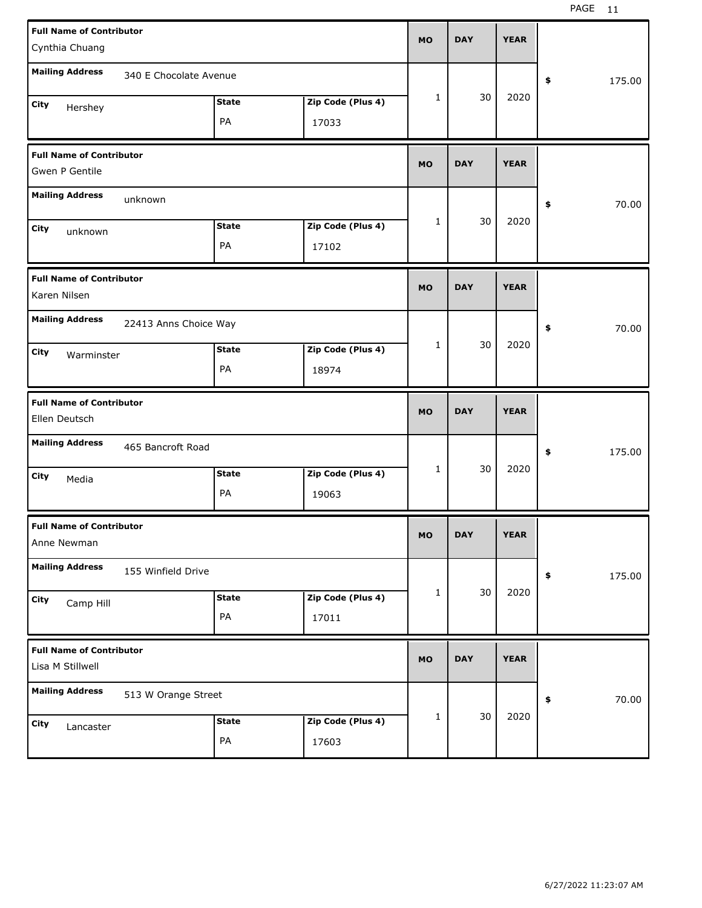| Full Name of Contributor | Mailing Address | City | State | Zip Code (Plus 4) | MO | DAY | YEAR | $ |
|---|---|---|---|---|---|---|---|---|
| Cynthia Chuang | 340 E Chocolate Avenue | Hershey | PA | 17033 | 1 | 30 | 2020 | 175.00 |
| Gwen P Gentile | unknown | unknown | PA | 17102 | 1 | 30 | 2020 | 70.00 |
| Karen Nilsen | 22413 Anns Choice Way | Warminster | PA | 18974 | 1 | 30 | 2020 | 70.00 |
| Ellen Deutsch | 465 Bancroft Road | Media | PA | 19063 | 1 | 30 | 2020 | 175.00 |
| Anne Newman | 155 Winfield Drive | Camp Hill | PA | 17011 | 1 | 30 | 2020 | 175.00 |
| Lisa M Stillwell | 513 W Orange Street | Lancaster | PA | 17603 | 1 | 30 | 2020 | 70.00 |

6/27/2022 11:23:07 AM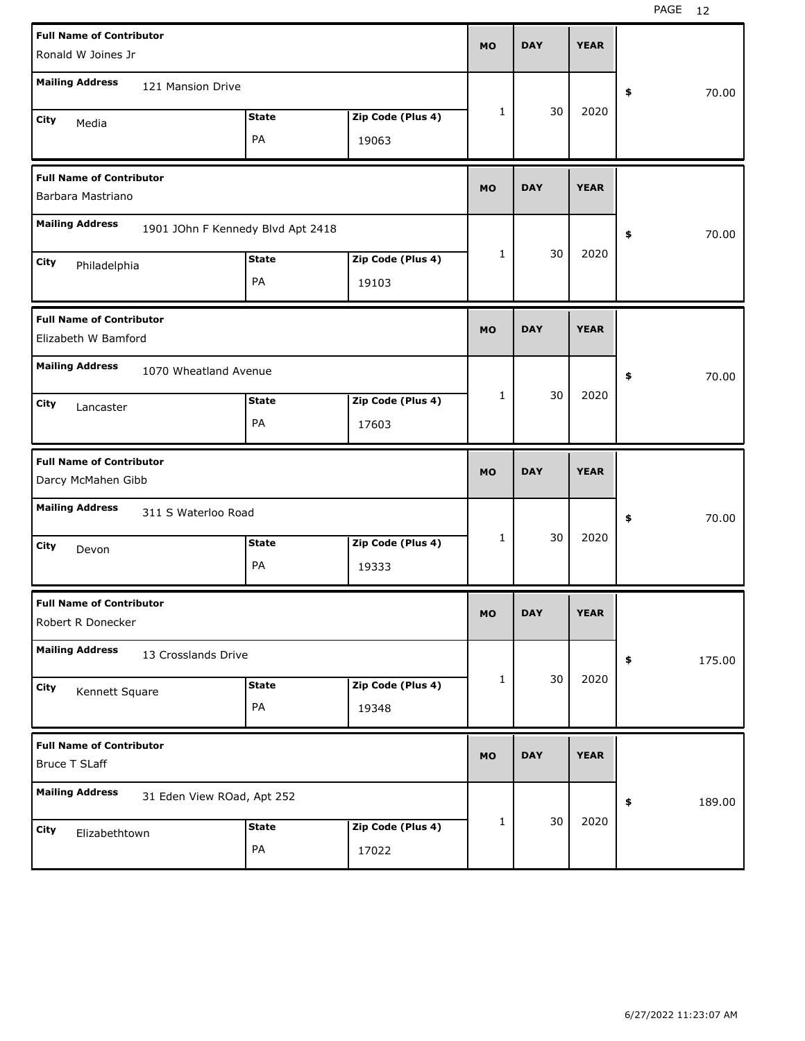| Full Name of Contributor | Mailing Address | City | State | Zip Code (Plus 4) | MO | DAY | YEAR | $ |
|---|---|---|---|---|---|---|---|---|
| Ronald W Joines Jr | 121 Mansion Drive | Media | PA | 19063 | 1 | 30 | 2020 | 70.00 |
| Barbara Mastriano | 1901 JOhn F Kennedy Blvd Apt 2418 | Philadelphia | PA | 19103 | 1 | 30 | 2020 | 70.00 |
| Elizabeth W Bamford | 1070 Wheatland Avenue | Lancaster | PA | 17603 | 1 | 30 | 2020 | 70.00 |
| Darcy McMahen Gibb | 311 S Waterloo Road | Devon | PA | 19333 | 1 | 30 | 2020 | 70.00 |
| Robert R Donecker | 13 Crosslands Drive | Kennett Square | PA | 19348 | 1 | 30 | 2020 | 175.00 |
| Bruce T SLaff | 31 Eden View ROad, Apt 252 | Elizabethtown | PA | 17022 | 1 | 30 | 2020 | 189.00 |

6/27/2022 11:23:07 AM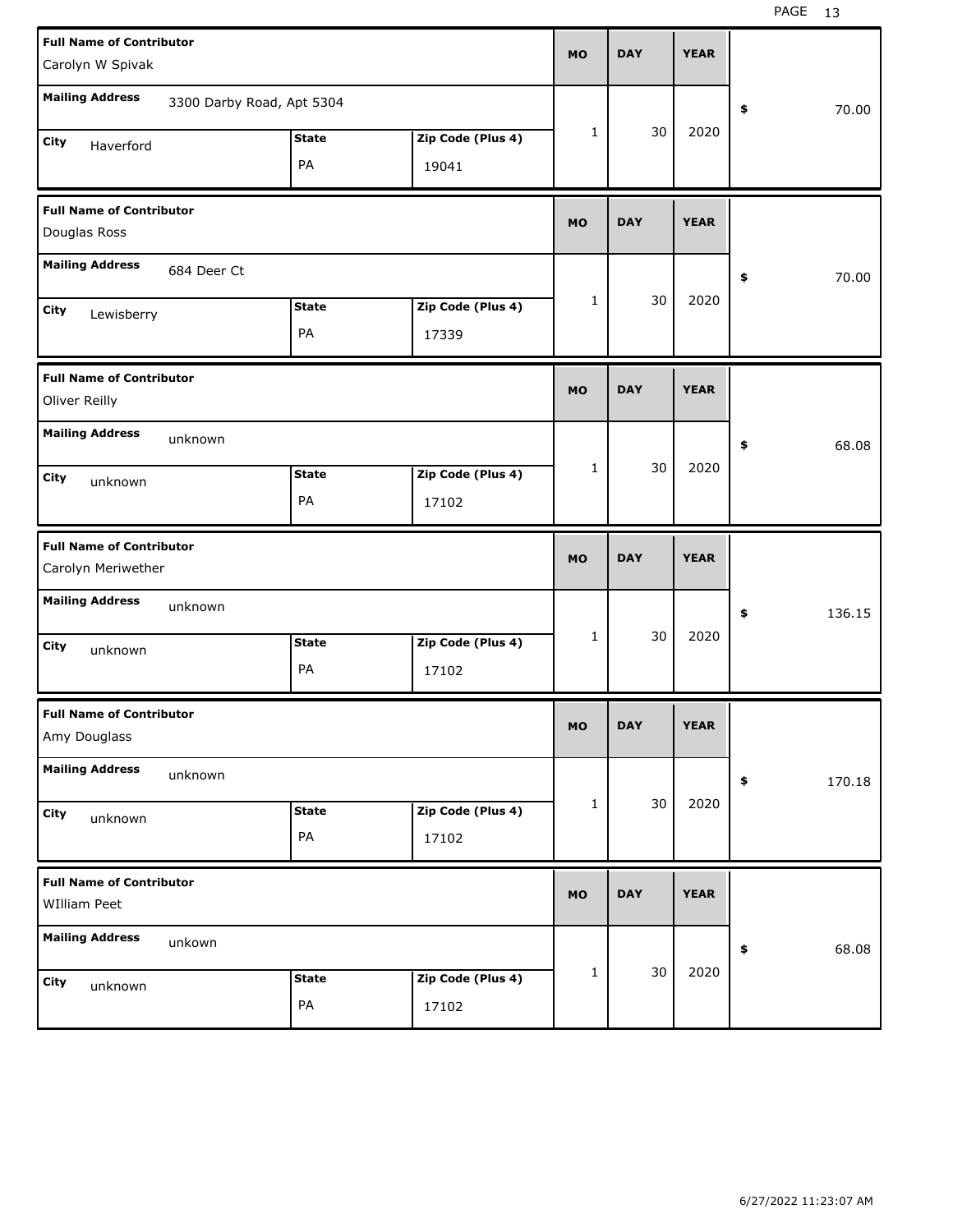| Full Name of Contributor | Mailing Address | City | State | Zip Code (Plus 4) | MO | DAY | YEAR | $ |
|---|---|---|---|---|---|---|---|---|
| Carolyn W Spivak | 3300 Darby Road, Apt 5304 | Haverford | PA | 19041 | 1 | 30 | 2020 | 70.00 |
| Douglas Ross | 684 Deer Ct | Lewisberry | PA | 17339 | 1 | 30 | 2020 | 70.00 |
| Oliver Reilly | unknown | unknown | PA | 17102 | 1 | 30 | 2020 | 68.08 |
| Carolyn Meriwether | unknown | unknown | PA | 17102 | 1 | 30 | 2020 | 136.15 |
| Amy Douglass | unknown | unknown | PA | 17102 | 1 | 30 | 2020 | 170.18 |
| WIlliam Peet | unkown | unknown | PA | 17102 | 1 | 30 | 2020 | 68.08 |

6/27/2022 11:23:07 AM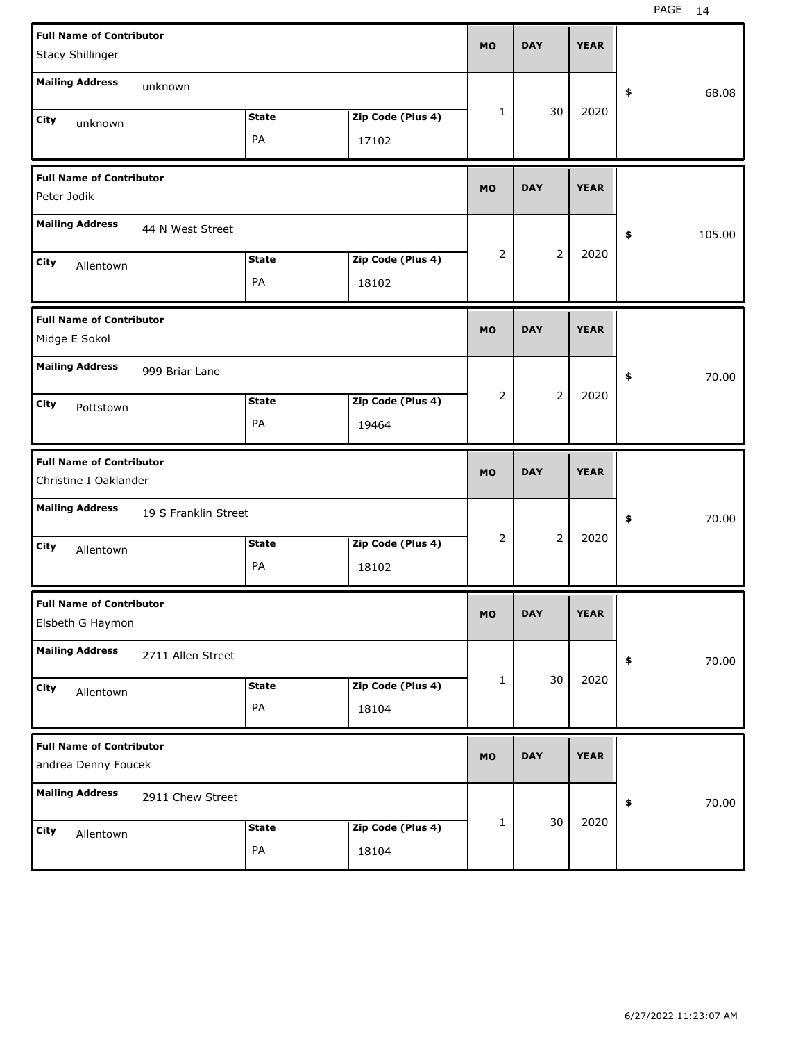| Full Name of Contributor | Mailing Address | City | State | Zip Code (Plus 4) | MO | DAY | YEAR | $ |
|---|---|---|---|---|---|---|---|---|
| Stacy Shillinger | unknown | unknown | PA | 17102 | 1 | 30 | 2020 | 68.08 |
| Peter Jodik | 44 N West Street | Allentown | PA | 18102 | 2 | 2 | 2020 | 105.00 |
| Midge E Sokol | 999 Briar Lane | Pottstown | PA | 19464 | 2 | 2 | 2020 | 70.00 |
| Christine I Oaklander | 19 S Franklin Street | Allentown | PA | 18102 | 2 | 2 | 2020 | 70.00 |
| Elsbeth G Haymon | 2711 Allen Street | Allentown | PA | 18104 | 1 | 30 | 2020 | 70.00 |
| andrea Denny Foucek | 2911 Chew Street | Allentown | PA | 18104 | 1 | 30 | 2020 | 70.00 |

6/27/2022 11:23:07 AM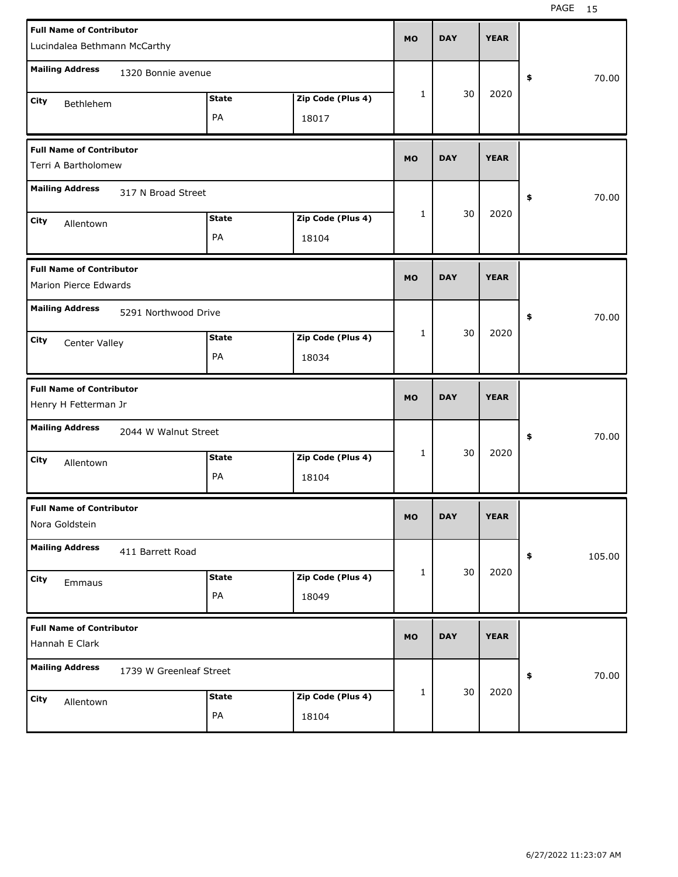| Full Name of Contributor | Mailing Address | City | State | Zip Code (Plus 4) | MO | DAY | YEAR | $ |
|---|---|---|---|---|---|---|---|---|
| Lucindalea Bethmann McCarthy | 1320 Bonnie avenue | Bethlehem | PA | 18017 | 1 | 30 | 2020 | 70.00 |
| Terri A Bartholomew | 317 N Broad Street | Allentown | PA | 18104 | 1 | 30 | 2020 | 70.00 |
| Marion Pierce Edwards | 5291 Northwood Drive | Center Valley | PA | 18034 | 1 | 30 | 2020 | 70.00 |
| Henry H Fetterman Jr | 2044 W Walnut Street | Allentown | PA | 18104 | 1 | 30 | 2020 | 70.00 |
| Nora Goldstein | 411 Barrett Road | Emmaus | PA | 18049 | 1 | 30 | 2020 | 105.00 |
| Hannah E Clark | 1739 W Greenleaf Street | Allentown | PA | 18104 | 1 | 30 | 2020 | 70.00 |

6/27/2022 11:23:07 AM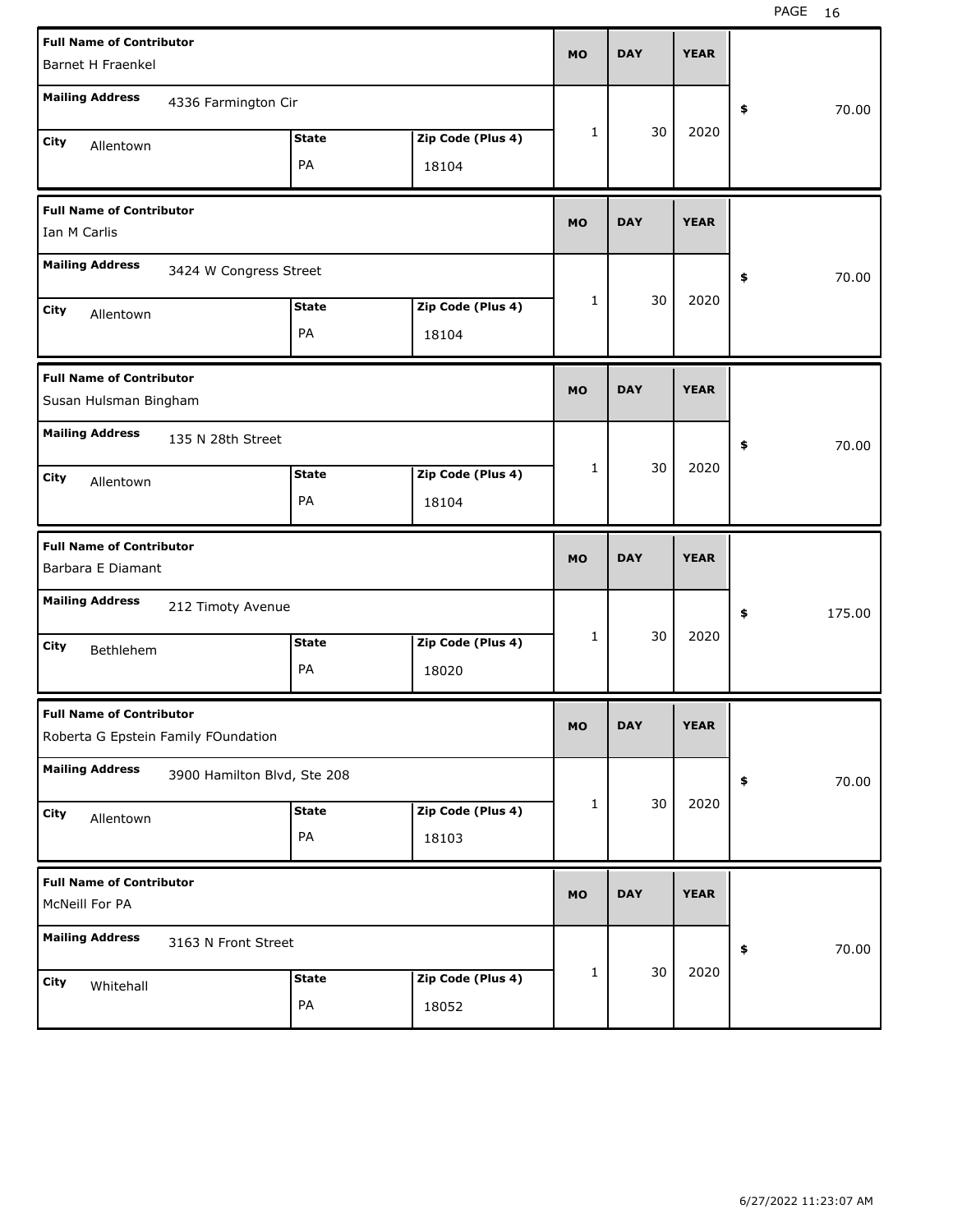| Full Name of Contributor | Mailing Address | City | State | Zip Code (Plus 4) | MO | DAY | YEAR | $ |
|---|---|---|---|---|---|---|---|---|
| Barnet H Fraenkel | 4336 Farmington Cir | Allentown | PA | 18104 | 1 | 30 | 2020 | 70.00 |
| Ian M Carlis | 3424 W Congress Street | Allentown | PA | 18104 | 1 | 30 | 2020 | 70.00 |
| Susan Hulsman Bingham | 135 N 28th Street | Allentown | PA | 18104 | 1 | 30 | 2020 | 70.00 |
| Barbara E Diamant | 212 Timoty Avenue | Bethlehem | PA | 18020 | 1 | 30 | 2020 | 175.00 |
| Roberta G Epstein Family FOundation | 3900 Hamilton Blvd, Ste 208 | Allentown | PA | 18103 | 1 | 30 | 2020 | 70.00 |
| McNeill For PA | 3163 N Front Street | Whitehall | PA | 18052 | 1 | 30 | 2020 | 70.00 |

6/27/2022 11:23:07 AM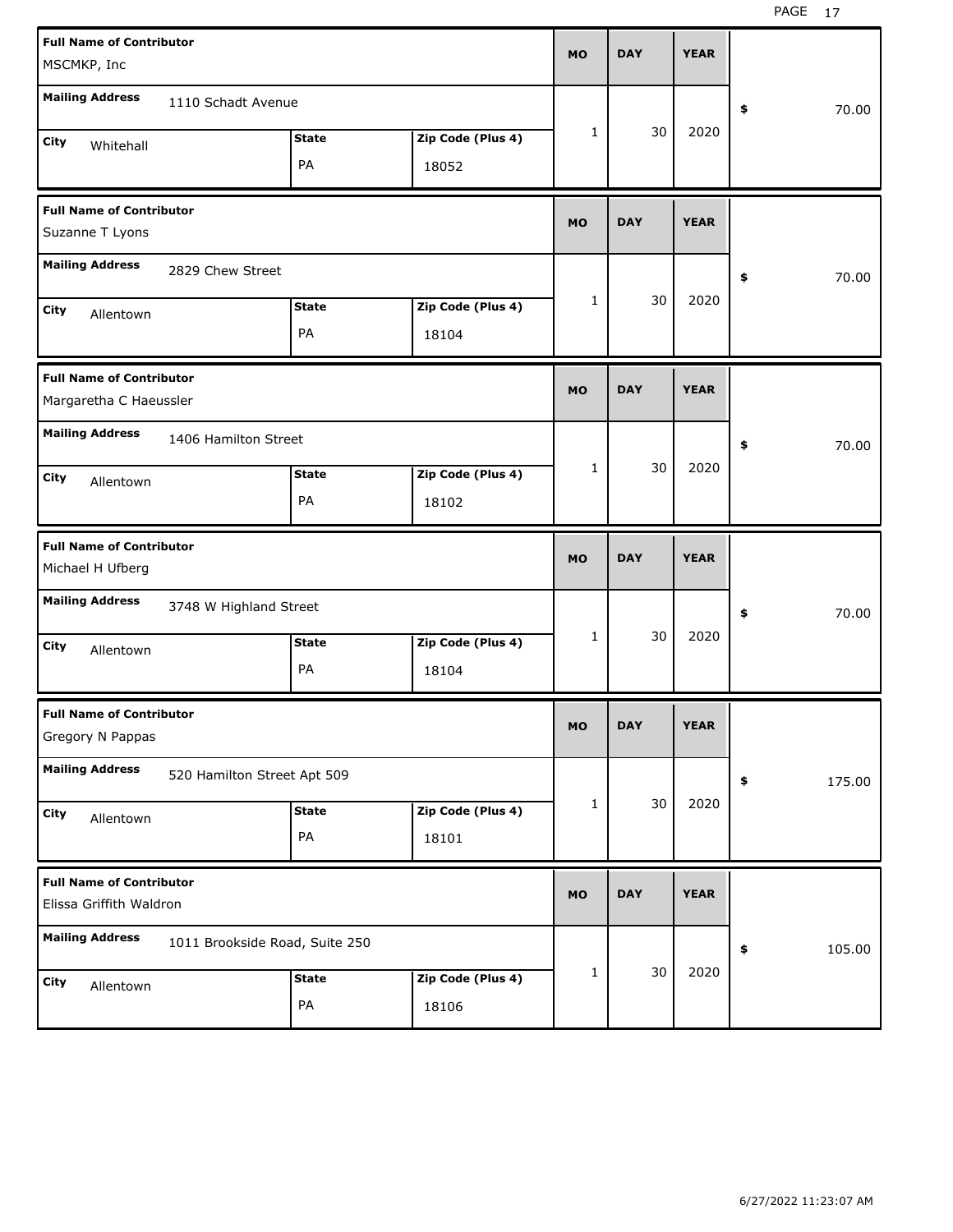| Full Name of Contributor | Mailing Address | City | State | Zip Code (Plus 4) | MO | DAY | YEAR | $ |
|---|---|---|---|---|---|---|---|---|
| MSCMKP, Inc | 1110 Schadt Avenue | Whitehall | PA | 18052 | 1 | 30 | 2020 | 70.00 |
| Suzanne T Lyons | 2829 Chew Street | Allentown | PA | 18104 | 1 | 30 | 2020 | 70.00 |
| Margaretha C Haeussler | 1406 Hamilton Street | Allentown | PA | 18102 | 1 | 30 | 2020 | 70.00 |
| Michael H Ufberg | 3748 W Highland Street | Allentown | PA | 18104 | 1 | 30 | 2020 | 70.00 |
| Gregory N Pappas | 520 Hamilton Street Apt 509 | Allentown | PA | 18101 | 1 | 30 | 2020 | 175.00 |
| Elissa Griffith Waldron | 1011 Brookside Road, Suite 250 | Allentown | PA | 18106 | 1 | 30 | 2020 | 105.00 |

6/27/2022 11:23:07 AM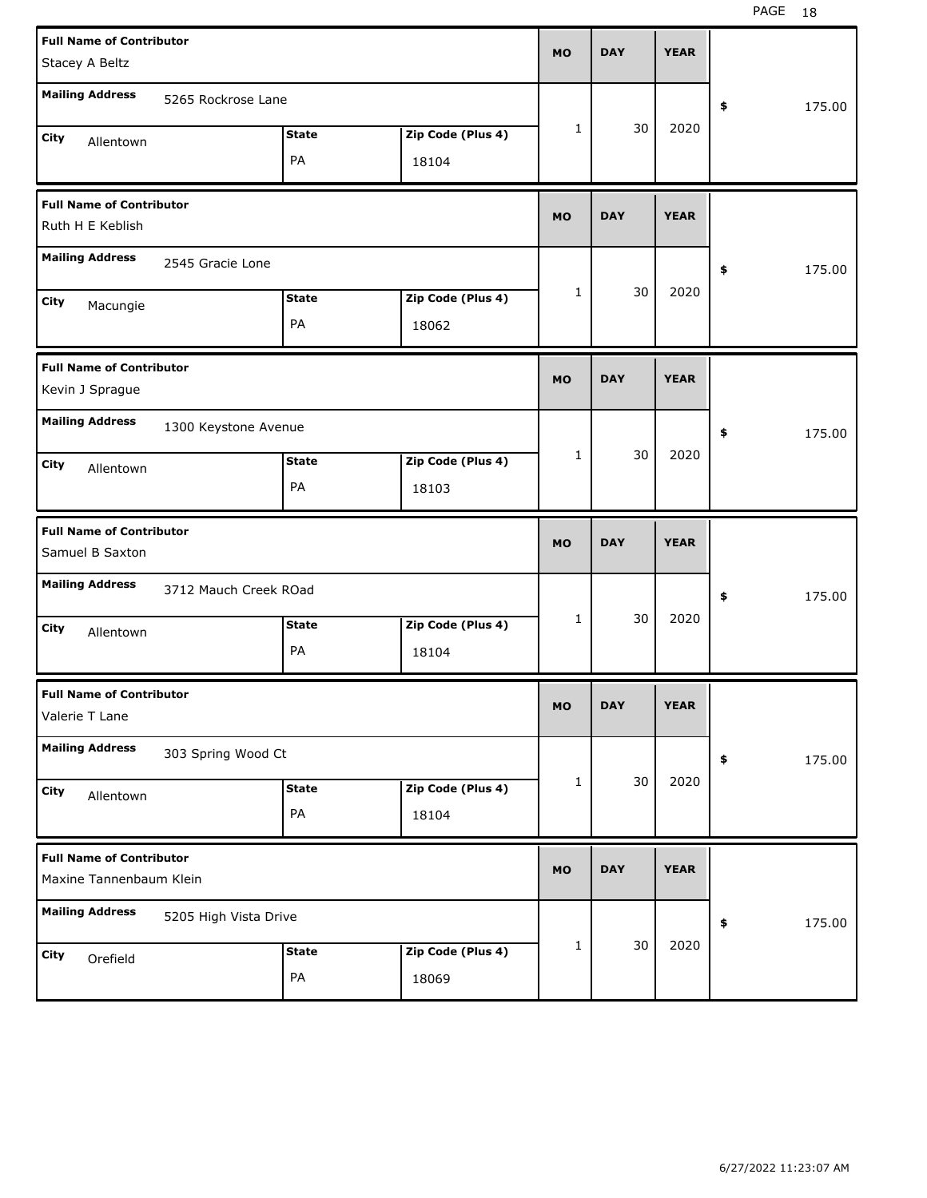| Full Name of Contributor | Mailing Address | City | State | Zip Code (Plus 4) | MO | DAY | YEAR | $ |
|---|---|---|---|---|---|---|---|---|
| Stacey A Beltz | 5265 Rockrose Lane | Allentown | PA | 18104 | 1 | 30 | 2020 | 175.00 |
| Ruth H E Keblish | 2545 Gracie Lone | Macungie | PA | 18062 | 1 | 30 | 2020 | 175.00 |
| Kevin J Sprague | 1300 Keystone Avenue | Allentown | PA | 18103 | 1 | 30 | 2020 | 175.00 |
| Samuel B Saxton | 3712 Mauch Creek ROad | Allentown | PA | 18104 | 1 | 30 | 2020 | 175.00 |
| Valerie T Lane | 303 Spring Wood Ct | Allentown | PA | 18104 | 1 | 30 | 2020 | 175.00 |
| Maxine Tannenbaum Klein | 5205 High Vista Drive | Orefield | PA | 18069 | 1 | 30 | 2020 | 175.00 |

6/27/2022 11:23:07 AM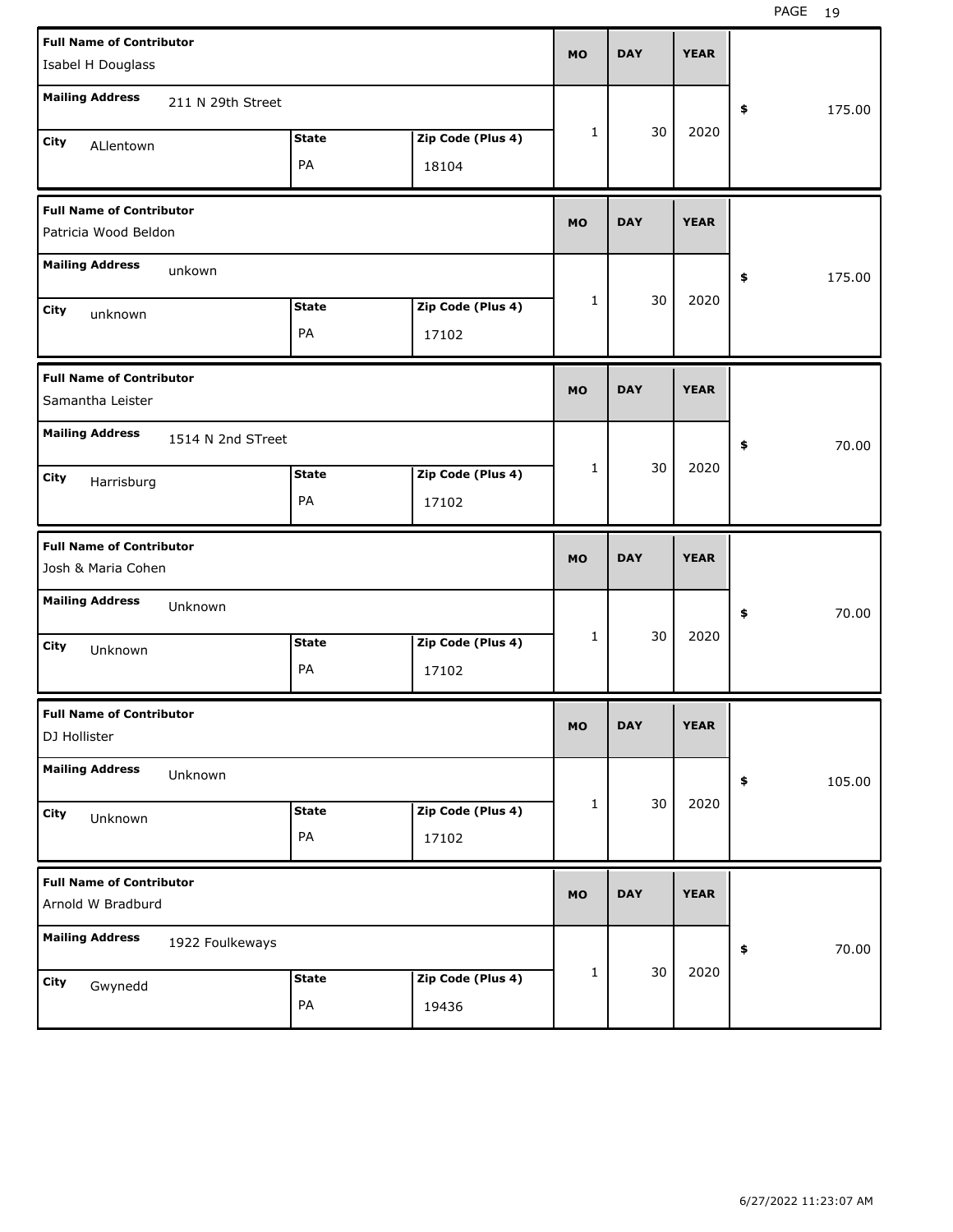| Full Name of Contributor | Mailing Address | City | State | Zip Code (Plus 4) | MO | DAY | YEAR | $ |
|---|---|---|---|---|---|---|---|---|
| Isabel H Douglass | 211 N 29th Street | ALlentown | PA | 18104 | 1 | 30 | 2020 | 175.00 |
| Patricia Wood Beldon | unkown | unknown | PA | 17102 | 1 | 30 | 2020 | 175.00 |
| Samantha Leister | 1514 N 2nd STreet | Harrisburg | PA | 17102 | 1 | 30 | 2020 | 70.00 |
| Josh & Maria Cohen | Unknown | Unknown | PA | 17102 | 1 | 30 | 2020 | 70.00 |
| DJ Hollister | Unknown | Unknown | PA | 17102 | 1 | 30 | 2020 | 105.00 |
| Arnold W Bradburd | 1922 Foulkeways | Gwynedd | PA | 19436 | 1 | 30 | 2020 | 70.00 |

6/27/2022 11:23:07 AM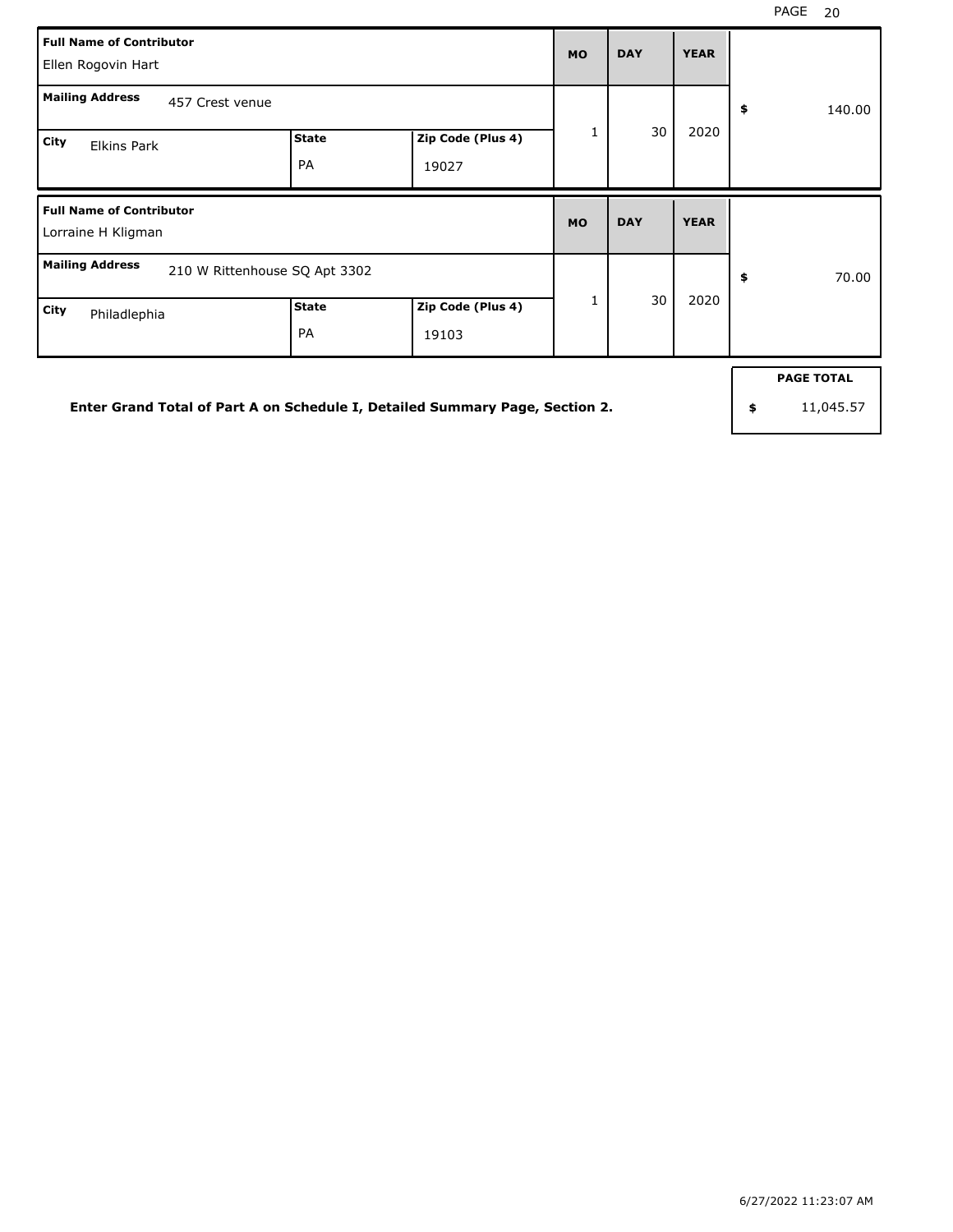| Full Name of Contributor | | | MO | DAY | YEAR | |
|---|---|---|---|---|---|---|
| Ellen Rogovin Hart | | | | | | |
| Mailing Address: 457 Crest venue | | | 1 | 30 | 2020 | $ 140.00 |
| City: Elkins Park | State: PA | Zip Code (Plus 4): 19027 | | | | |

| Full Name of Contributor | | | MO | DAY | YEAR | |
|---|---|---|---|---|---|---|
| Lorraine H Kligman | | | | | | |
| Mailing Address: 210 W Rittenhouse SQ Apt 3302 | | | 1 | 30 | 2020 | $ 70.00 |
| City: Philadlephia | State: PA | Zip Code (Plus 4): 19103 | | | | |

**Enter Grand Total of Part A on Schedule I, Detailed Summary Page, Section 2.**

| PAGE TOTAL |
|---|
| $ 11,045.57 |

6/27/2022 11:23:07 AM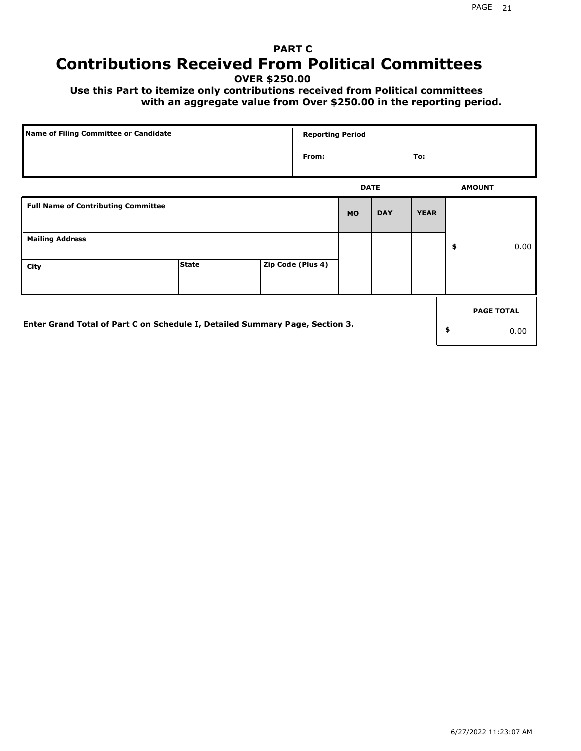# PART C

## Contributions Received From Political Committees

**OVER $250.00**

**Use this Part to itemize only contributions received from Political committees with an aggregate value from Over $250.00 in the reporting period.**

| Name of Filing Committee or Candidate | Reporting Period |
|---|---|
| | From: To: |

| Full Name of Contributing Committee | | | DATE MO | DATE DAY | DATE YEAR | AMOUNT |
|---|---|---|---|---|---|---|
| Mailing Address | | | | | | $ 0.00 |
| City | State | Zip Code (Plus 4) | | | | |

**Enter Grand Total of Part C on Schedule I, Detailed Summary Page, Section 3.**

| PAGE TOTAL |
|---|
| $ 0.00 |

6/27/2022 11:23:07 AM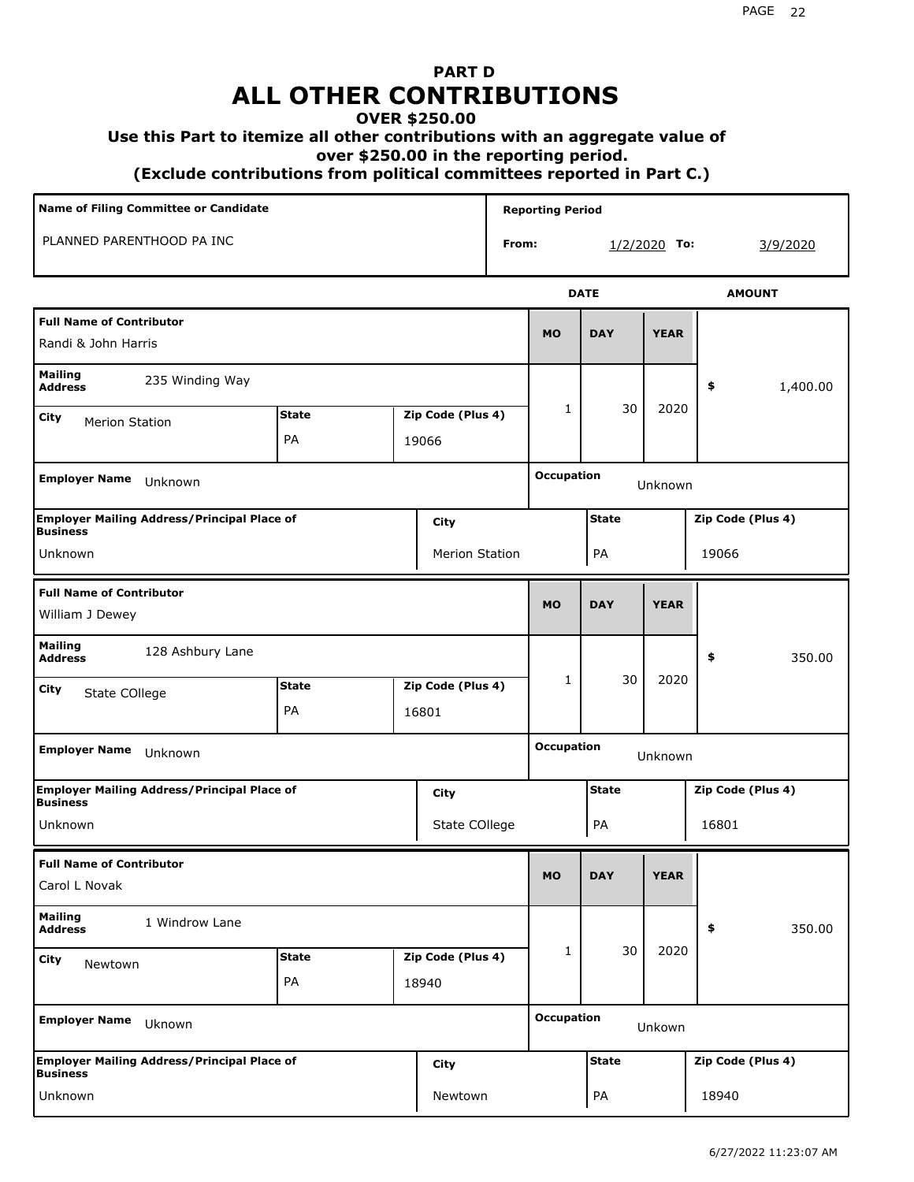# PART D
# ALL OTHER CONTRIBUTIONS
### OVER $250.00
### Use this Part to itemize all other contributions with an aggregate value of over $250.00 in the reporting period.
### (Exclude contributions from political committees reported in Part C.)

| Name of Filing Committee or Candidate | Reporting Period |
|---|---|
| PLANNED PARENTHOOD PA INC | From: 1/2/2020 To: 3/9/2020 |

| Full Name of Contributor | Mailing Address | City | State | Zip Code (Plus 4) | MO | DAY | YEAR | AMOUNT |
|---|---|---|---|---|---|---|---|---|
| Randi & John Harris | 235 Winding Way | Merion Station | PA | 19066 | 1 | 30 | 2020 | $ 1,400.00 |
| William J Dewey | 128 Ashbury Lane | State COllege | PA | 16801 | 1 | 30 | 2020 | $ 350.00 |
| Carol L Novak | 1 Windrow Lane | Newtown | PA | 18940 | 1 | 30 | 2020 | $ 350.00 |

| Full Name of Contributor | Employer Name | Occupation | Employer Mailing Address/Principal Place of Business | City | State | Zip Code (Plus 4) |
|---|---|---|---|---|---|---|
| Randi & John Harris | Unknown | Unknown | Unknown | Merion Station | PA | 19066 |
| William J Dewey | Unknown | Unknown | Unknown | State COllege | PA | 16801 |
| Carol L Novak | Uknown | Unkown | Unknown | Newtown | PA | 18940 |

6/27/2022 11:23:07 AM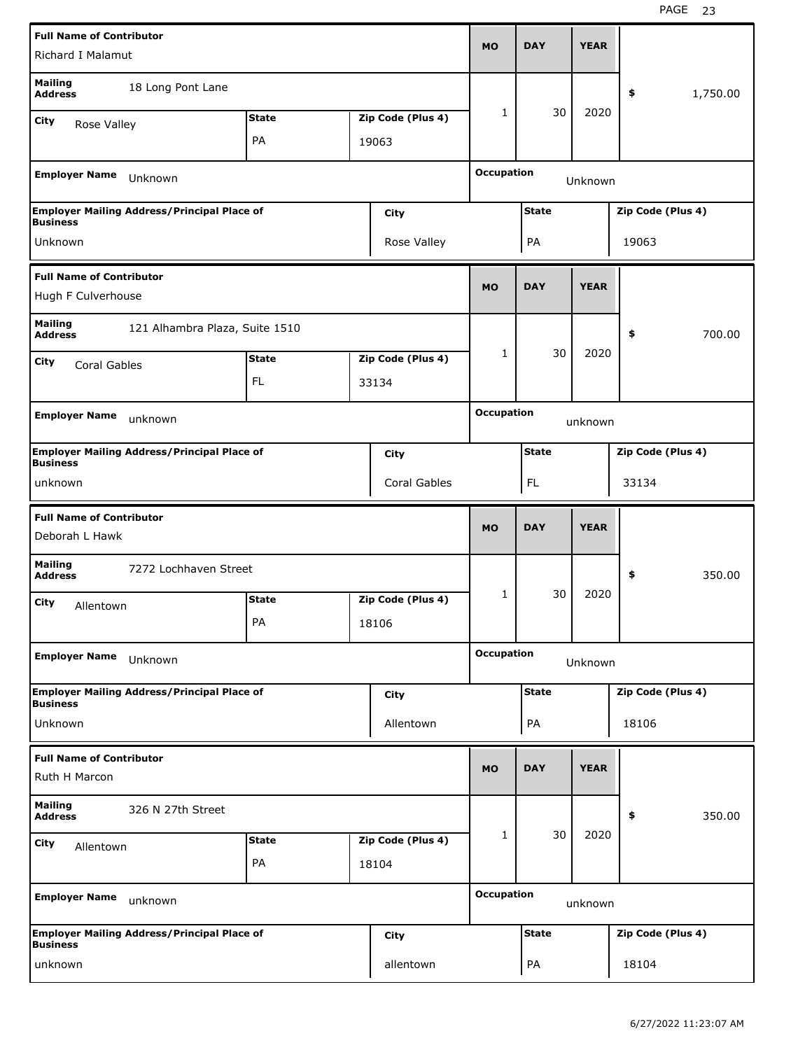| Full Name of Contributor | | | MO | DAY | YEAR | |
|---|---|---|---|---|---|---|
| Richard I Malamut | | | | | | |
| Mailing Address: 18 Long Pont Lane | | | 1 | 30 | 2020 | $ 1,750.00 |
| City: Rose Valley | State: PA | Zip Code (Plus 4): 19063 | | | | |
| Employer Name: Unknown | | | Occupation: Unknown | | | |
| Employer Mailing Address/Principal Place of Business: Unknown | | City: Rose Valley | State: PA | | Zip Code (Plus 4): 19063 | |

| Full Name of Contributor | | | MO | DAY | YEAR | |
|---|---|---|---|---|---|---|
| Hugh F Culverhouse | | | | | | |
| Mailing Address: 121 Alhambra Plaza, Suite 1510 | | | 1 | 30 | 2020 | $ 700.00 |
| City: Coral Gables | State: FL | Zip Code (Plus 4): 33134 | | | | |
| Employer Name: unknown | | | Occupation: unknown | | | |
| Employer Mailing Address/Principal Place of Business: unknown | | City: Coral Gables | State: FL | | Zip Code (Plus 4): 33134 | |

| Full Name of Contributor | | | MO | DAY | YEAR | |
|---|---|---|---|---|---|---|
| Deborah L Hawk | | | | | | |
| Mailing Address: 7272 Lochhaven Street | | | 1 | 30 | 2020 | $ 350.00 |
| City: Allentown | State: PA | Zip Code (Plus 4): 18106 | | | | |
| Employer Name: Unknown | | | Occupation: Unknown | | | |
| Employer Mailing Address/Principal Place of Business: Unknown | | City: Allentown | State: PA | | Zip Code (Plus 4): 18106 | |

| Full Name of Contributor | | | MO | DAY | YEAR | |
|---|---|---|---|---|---|---|
| Ruth H Marcon | | | | | | |
| Mailing Address: 326 N 27th Street | | | 1 | 30 | 2020 | $ 350.00 |
| City: Allentown | State: PA | Zip Code (Plus 4): 18104 | | | | |
| Employer Name: unknown | | | Occupation: unknown | | | |
| Employer Mailing Address/Principal Place of Business: unknown | | City: allentown | State: PA | | Zip Code (Plus 4): 18104 | |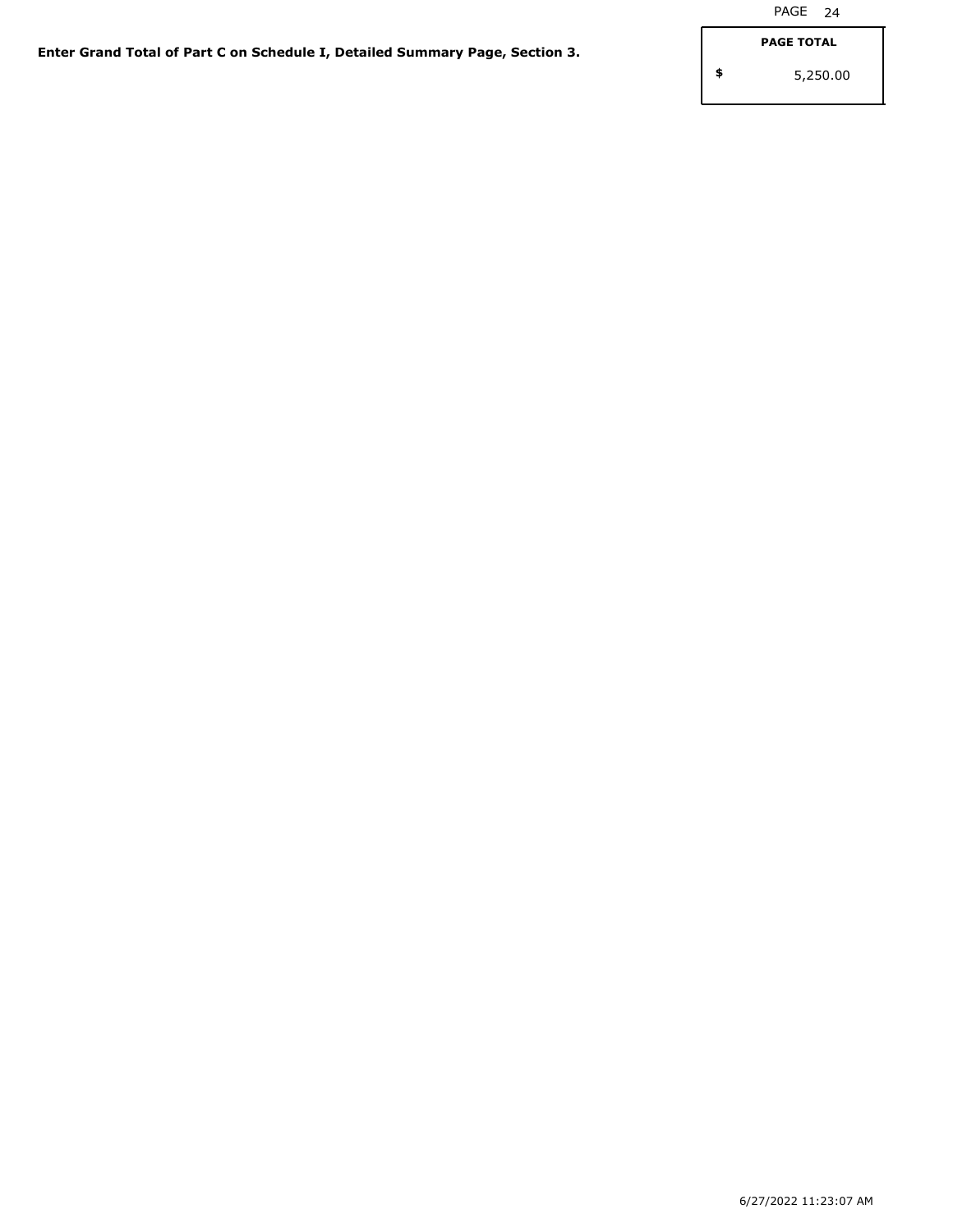**Enter Grand Total of Part C on Schedule I, Detailed Summary Page, Section 3.**

| PAGE TOTAL |
| --- |
| $ 5,250.00 |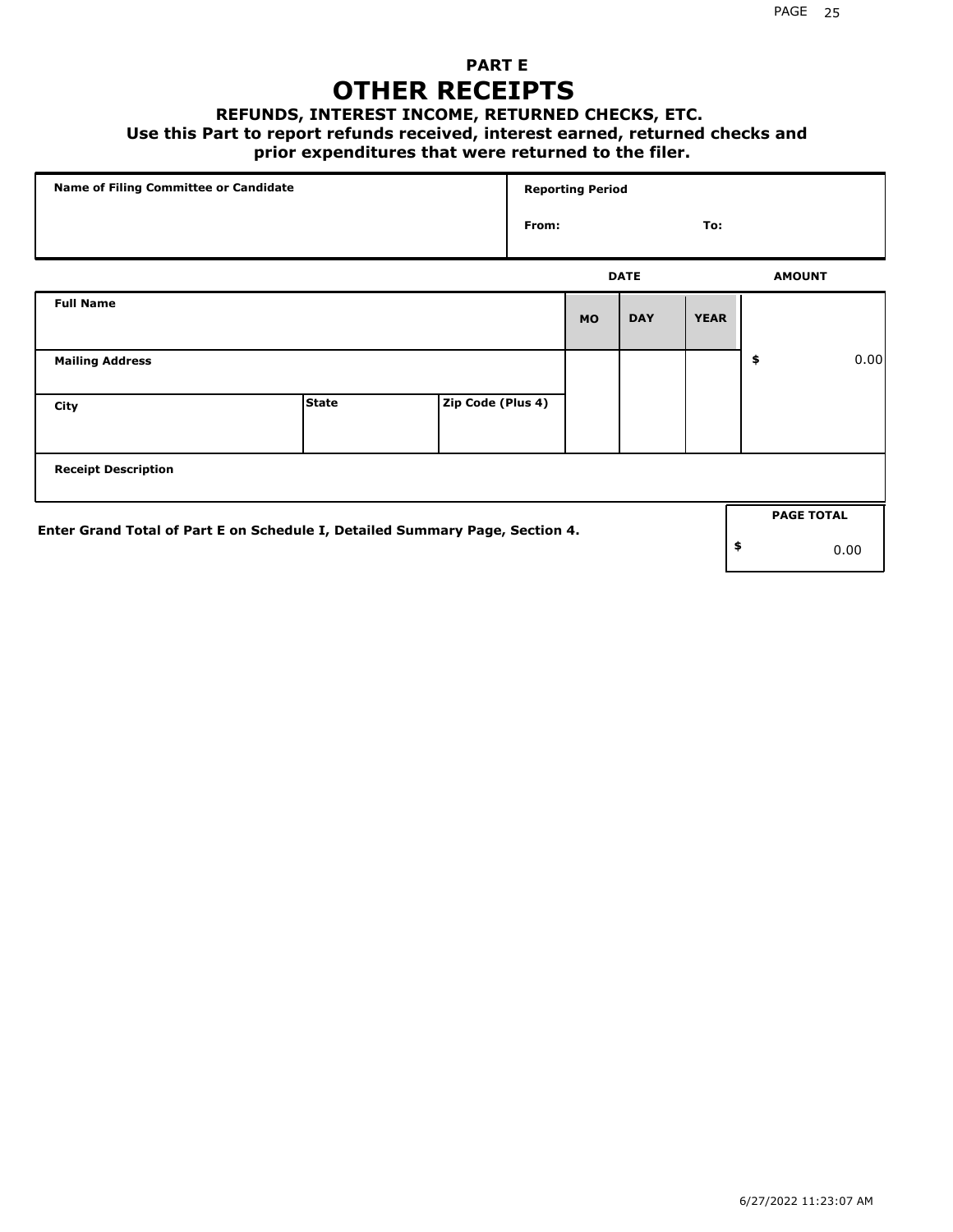# PART E
# OTHER RECEIPTS

### REFUNDS, INTEREST INCOME, RETURNED CHECKS, ETC.

**Use this Part to report refunds received, interest earned, returned checks and prior expenditures that were returned to the filer.**

| Name of Filing Committee or Candidate | Reporting Period |
|---|---|
| | From: To: |

| | | | DATE | | | AMOUNT |
|---|---|---|---|---|---|---|
| **Full Name** | | | **MO** | **DAY** | **YEAR** | |
| **Mailing Address** | | | | | | $ 0.00 |
| **City** | **State** | **Zip Code (Plus 4)** | | | | |
| **Receipt Description** | | | | | | |

**Enter Grand Total of Part E on Schedule I, Detailed Summary Page, Section 4.**

| PAGE TOTAL |
|---|
| $ 0.00 |

6/27/2022 11:23:07 AM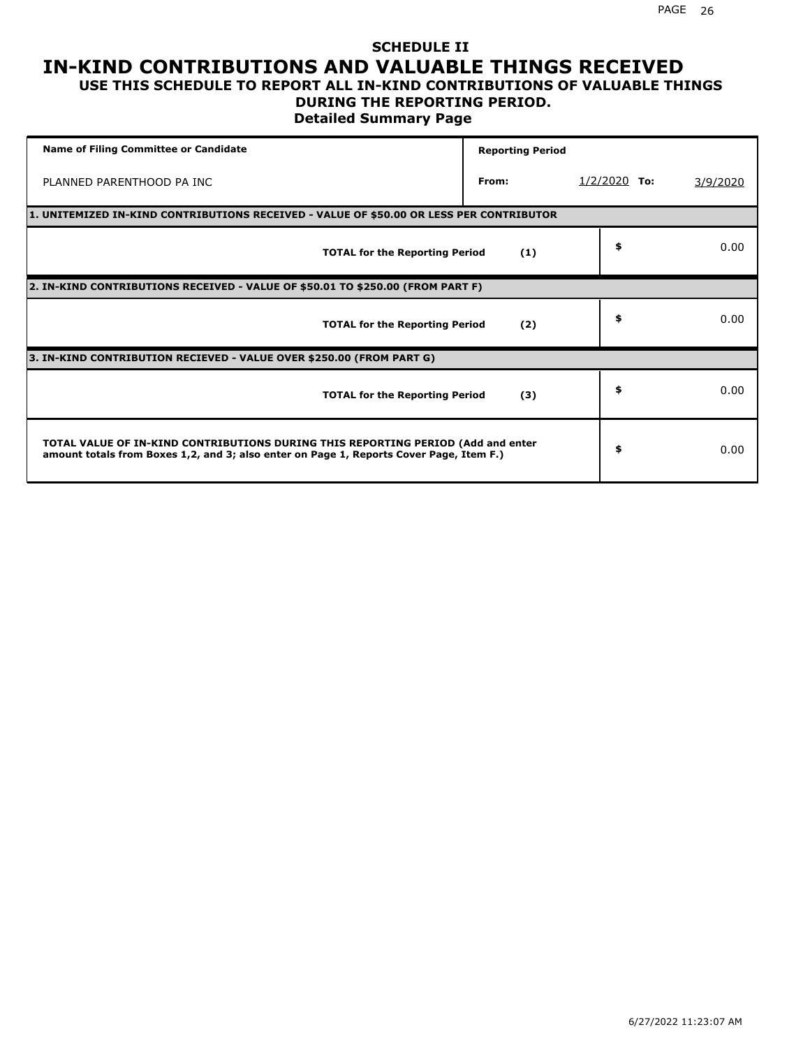# SCHEDULE II
# IN-KIND CONTRIBUTIONS AND VALUABLE THINGS RECEIVED
## USE THIS SCHEDULE TO REPORT ALL IN-KIND CONTRIBUTIONS OF VALUABLE THINGS DURING THE REPORTING PERIOD.
### Detailed Summary Page

| Name of Filing Committee or Candidate | Reporting Period | | | |
|---|---|---|---|---|
| PLANNED PARENTHOOD PA INC | From: | 1/2/2020 | To: | 3/9/2020 |

| 1. UNITEMIZED IN-KIND CONTRIBUTIONS RECEIVED - VALUE OF $50.00 OR LESS PER CONTRIBUTOR | | |
|---|---|---|
| **TOTAL for the Reporting Period** | **(1)** | $ 0.00 |

| 2. IN-KIND CONTRIBUTIONS RECEIVED - VALUE OF $50.01 TO $250.00 (FROM PART F) | | |
|---|---|---|
| **TOTAL for the Reporting Period** | **(2)** | $ 0.00 |

| 3. IN-KIND CONTRIBUTION RECIEVED - VALUE OVER $250.00 (FROM PART G) | | |
|---|---|---|
| **TOTAL for the Reporting Period** | **(3)** | $ 0.00 |

| | |
|---|---|
| **TOTAL VALUE OF IN-KIND CONTRIBUTIONS DURING THIS REPORTING PERIOD (Add and enter amount totals from Boxes 1,2, and 3; also enter on Page 1, Reports Cover Page, Item F.)** | $ 0.00 |

6/27/2022 11:23:07 AM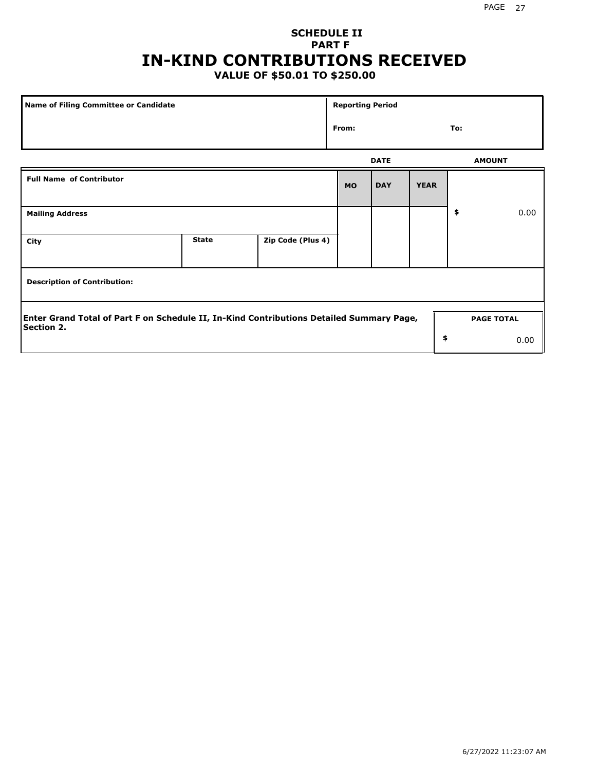# SCHEDULE II
## PART F
# IN-KIND CONTRIBUTIONS RECEIVED
### VALUE OF $50.01 TO $250.00

| Name of Filing Committee or Candidate | Reporting Period | |
|---|---|---|
| | From: | To: |

| Full Name of Contributor | | | DATE | | | AMOUNT |
|---|---|---|---|---|---|---|
| | | | MO | DAY | YEAR | |
| Mailing Address | | | | | | $ 0.00 |
| City | State | Zip Code (Plus 4) | | | | |
| Description of Contribution: | | | | | | |

| Enter Grand Total of Part F on Schedule II, In-Kind Contributions Detailed Summary Page, Section 2. | PAGE TOTAL |
|---|---|
| | $ 0.00 |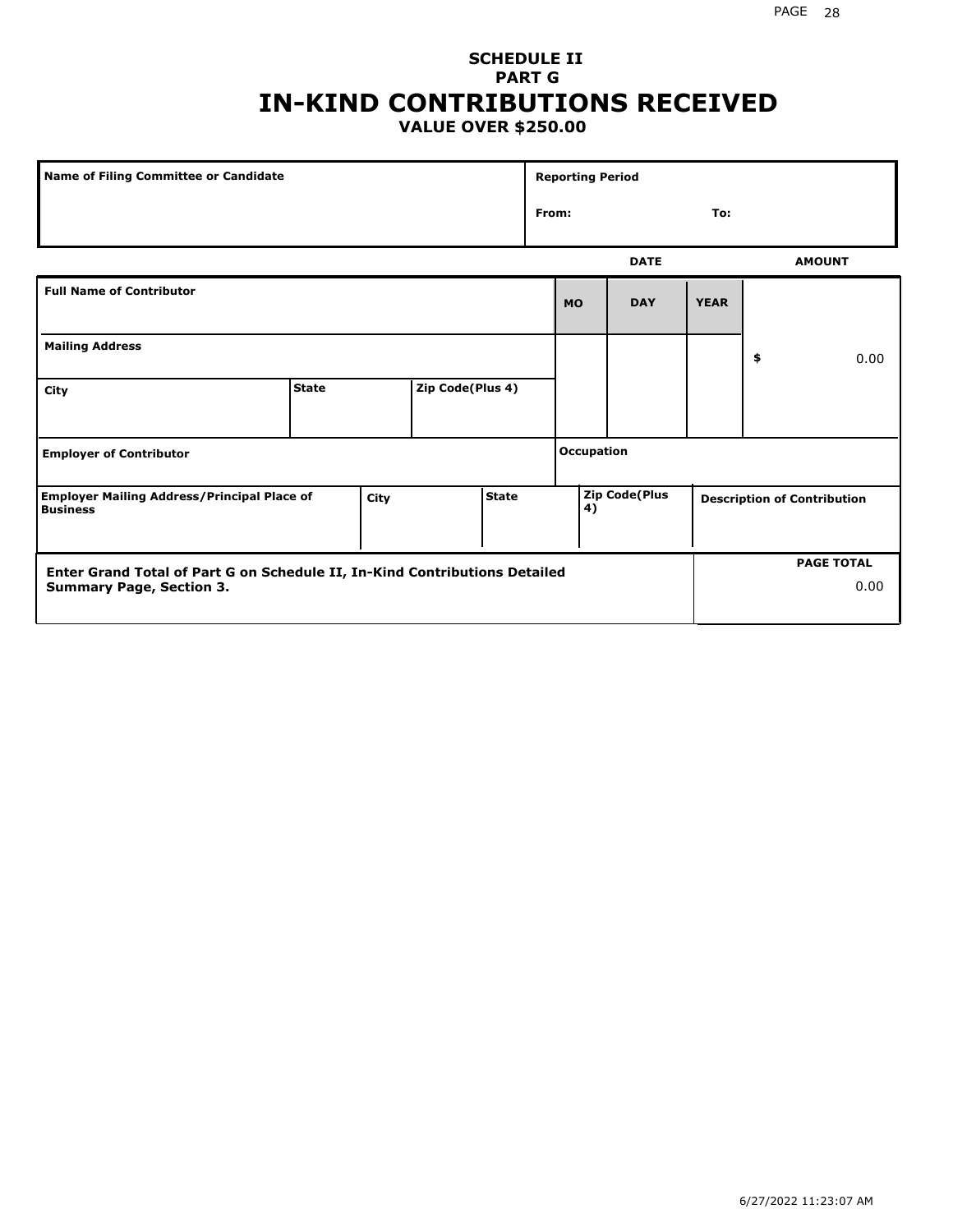**SCHEDULE II**
**PART G**

# IN-KIND CONTRIBUTIONS RECEIVED

**VALUE OVER $250.00**

| Name of Filing Committee or Candidate | Reporting Period |
|---|---|
| | From: To: |

| Full Name of Contributor | | | DATE MO | DAY | YEAR | AMOUNT |
|---|---|---|---|---|---|---|
| Mailing Address | | | | | | $ 0.00 |
| City | State | Zip Code(Plus 4) | | | | |
| Employer of Contributor | | | Occupation | | | |

| Employer Mailing Address/Principal Place of Business | City | State | Zip Code(Plus 4) | Description of Contribution |
|---|---|---|---|---|
| | | | | |

| Enter Grand Total of Part G on Schedule II, In-Kind Contributions Detailed Summary Page, Section 3. | PAGE TOTAL |
|---|---|
| | 0.00 |

6/27/2022 11:23:07 AM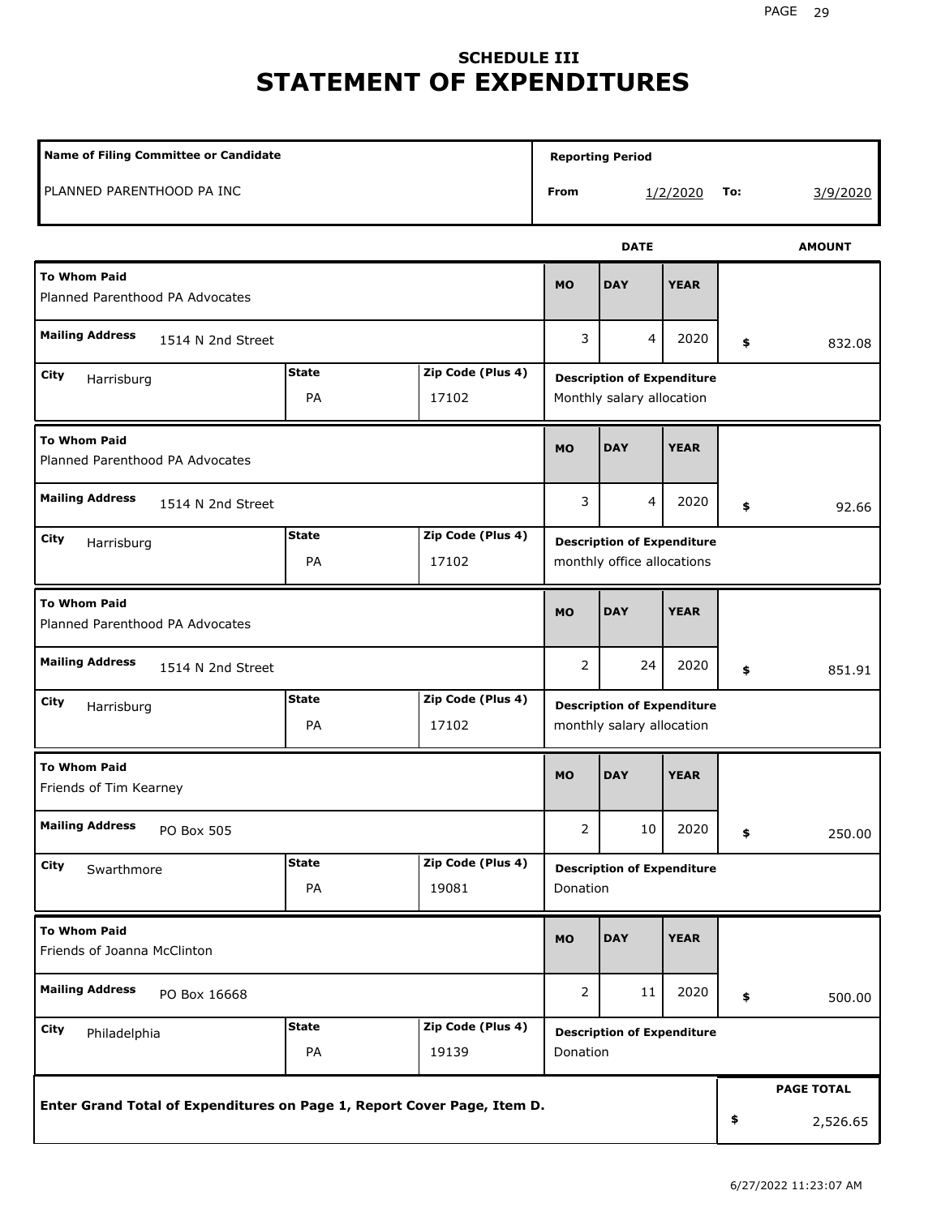## SCHEDULE III
# STATEMENT OF EXPENDITURES

| Name of Filing Committee or Candidate | Reporting Period | |
|---|---|---|
| PLANNED PARENTHOOD PA INC | From 1/2/2020 | To: 3/9/2020 |

| To Whom Paid | Mailing Address | City | State | Zip Code (Plus 4) | MO | DAY | YEAR | AMOUNT | Description of Expenditure |
|---|---|---|---|---|---|---|---|---|---|
| Planned Parenthood PA Advocates | 1514 N 2nd Street | Harrisburg | PA | 17102 | 3 | 4 | 2020 | $ 832.08 | Monthly salary allocation |
| Planned Parenthood PA Advocates | 1514 N 2nd Street | Harrisburg | PA | 17102 | 3 | 4 | 2020 | $ 92.66 | monthly office allocations |
| Planned Parenthood PA Advocates | 1514 N 2nd Street | Harrisburg | PA | 17102 | 2 | 24 | 2020 | $ 851.91 | monthly salary allocation |
| Friends of Tim Kearney | PO Box 505 | Swarthmore | PA | 19081 | 2 | 10 | 2020 | $ 250.00 | Donation |
| Friends of Joanna McClinton | PO Box 16668 | Philadelphia | PA | 19139 | 2 | 11 | 2020 | $ 500.00 | Donation |

**Enter Grand Total of Expenditures on Page 1, Report Cover Page, Item D.**

**PAGE TOTAL** $ 2,526.65

6/27/2022 11:23:07 AM